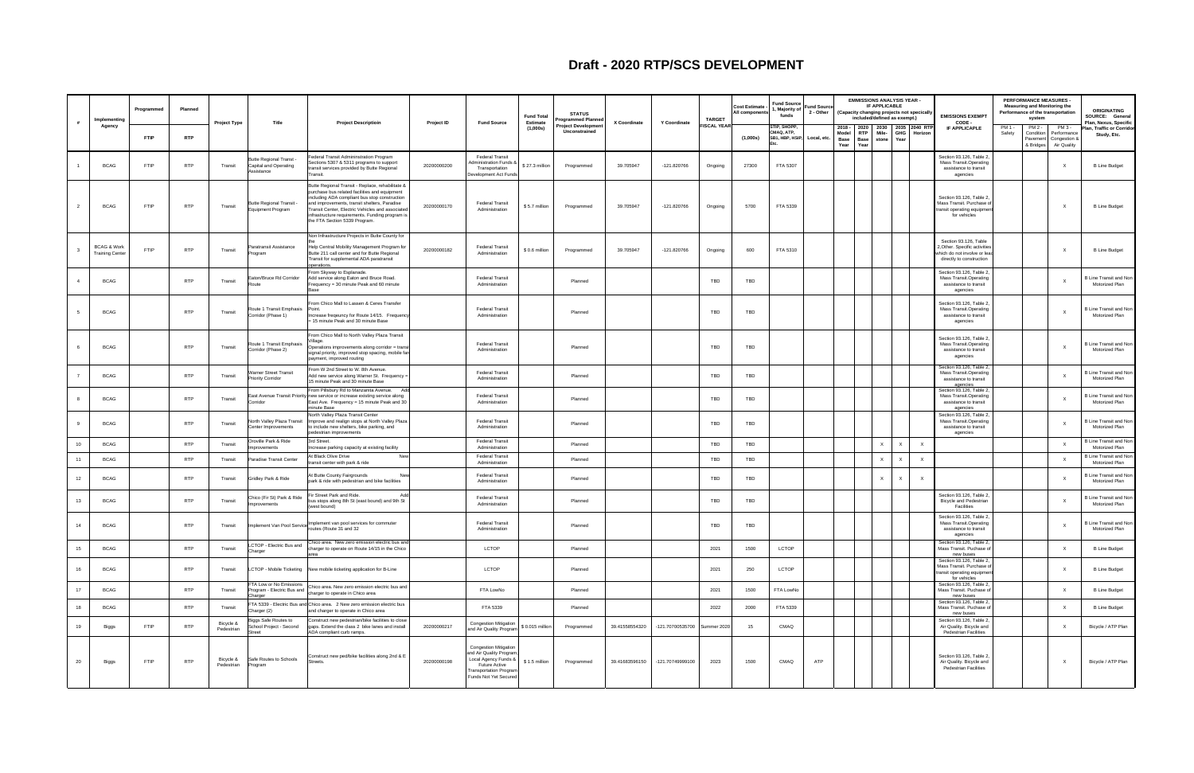# Draft - 2020 RTP/SCS DEVELOPMENT

| # | Implementing Agency | Programmed | Planned | Project Type | Title | Project Descriptioin | Project ID | Fund Source | Fund Total Estimate (1,000s) | STATUS Programmed Planned Project Development Unconstrained | X Coordinate | Y Coordinate | TARGET FISCAL YEAR | Cost Estimate - All components | Fund Source 1, Majority of funds | Fund Source 2 - Other | EMMISSIONS ANALYSIS YEAR - IF APPLICABLE (Capacity changing projects not specically included/defined as exempt.) | | | | | EMISSIONS EXEMPT CODE - IF APPLICABLE | PERFORMANCE MEASURES - Measuring and Monitoring the Performance of the transportation system | | | ORIGINATING SOURCE: General Plan, Nexus, Specific Plan, Traffic or Corridor Study, Etc. |
|---|---|---|---|---|---|---|---|---|---|---|---|---|---|---|---|---|---|---|---|---|---|---|---|---|---|---|
| | | FTIP | RTP | | | | | | | | | | | (1,000s) | STIP, SHOPP, CMAQ, ATP, SB1, HBP, HSIP, Etc. | Local, etc. | 2018 - Model Base Year | 2020 RTP Base Year | 2030 Mile-stone | 2035 GHG Year | 2040 RTP Horizon | | PM 1 - Safety | PM 2 - Condition Pavement & Bridges | PM 3 - Performance Congestion & Air Quality | |
| 1 | BCAG | FTIP | RTP | Transit | Butte Regional Transit - Capital and Operating Assistance | Federal Transit Admininstration Program Sections 5307 & 5311 programs to support transit services provided by Butte Regional Transit. | 20200000200 | Federal Transit Administration Funds & Transportation Development Act Funds | $ 27.3 million | Programmed | 39.705947 | -121.820766 | Ongoing | 27300 | FTA 5307 | | | | | | | Section 93.126, Table 2, Mass Transit.Operating assistance to transit agencies | | | X | B Line Budget |
| 2 | BCAG | FTIP | RTP | Transit | Butte Regional Transit - Equipment Program | Butte Regional Transit - Replace, rehabilitate & purchase bus related facilities and equipment including ADA compliant bus stop construction and improvements, transit shelters, Paradise Transit Center, Electric Vehicles and associated infrastructure requirements. Funding program is the FTA Section 5339 Program. | 20200000170 | Federal Transit Administration | $ 5.7 million | Programmed | 39.705947 | -121.820766 | Ongoing | 5700 | FTA 5339 | | | | | | | Section 93.126, Table 2, Mass Transit: Purchase of transit operating equipment for vehicles | | | X | B Line Budget |
| 3 | BCAG & Work Training Center | FTIP | RTP | Transit | Paratransit Assistance Program | Non Infrastructure Projects in Butte County for the Help Central Mobility Management Program for Butte 211 call center and for Butte Regional Transit for supplemental ADA paratransit operations. | 20200000182 | Federal Transit Administration | $ 0.6 million | Programmed | 39.705947 | -121.820766 | Ongoing | 600 | FTA 5310 | | | | | | | Section 93.126, Table 2,Other. Specific activities which do not involve or lead directly to construction | | | X | B Line Budget |
| 4 | BCAG | | RTP | Transit | Eaton/Bruce Rd Corridor Route | From Skyway to Esplanade. Add service along Eaton and Bruce Road. Frequency = 30 minute Peak and 60 minute Base | | Federal Transit Administration | | Planned | | | TBD | TBD | | | | | | | | Section 93.126, Table 2, Mass Transit.Operating assistance to transit agencies | | | X | B Line Transit and Non Motorized Plan |
| 5 | BCAG | | RTP | Transit | Route 1 Transit Emphasis Corridor (Phase 1) | From Chico Mall to Lassen & Ceres Transfer Point. Increase freqeuncy for Route 14/15. Frequency = 15 minute Peak and 30 minute Base | | Federal Transit Administration | | Planned | | | TBD | TBD | | | | | | | | Section 93.126, Table 2, Mass Transit.Operating assistance to transit agencies | | | X | B Line Transit and Non Motorized Plan |
| 6 | BCAG | | RTP | Transit | Route 1 Transit Emphasis Corridor (Phase 2) | From Chico Mall to North Valley Plaza Transit Village. Operations improvements along corridor = transit signal priority, improved stop spacing, mobile fare payment, improved routing | | Federal Transit Administration | | Planned | | | TBD | TBD | | | | | | | | Section 93.126, Table 2, Mass Transit.Operating assistance to transit agencies | | | X | B Line Transit and Non Motorized Plan |
| 7 | BCAG | | RTP | Transit | Warner Street Transit Priority Corridor | From W 2nd Street to W. 8th Avenue. Add new service along Warner St. Frequency = 15 minute Peak and 30 minute Base | | Federal Transit Administration | | Planned | | | TBD | TBD | | | | | | | | Section 93.126, Table 2, Mass Transit.Operating assistance to transit agencies | | | X | B Line Transit and Non Motorized Plan |
| 8 | BCAG | | RTP | Transit | East Avenue Transit Priority Corridor | From Pillsbury Rd to Manzanita Avenue. Add new service or increase existing service along East Ave. Frequency = 15 minute Peak and 30 minute Base | | Federal Transit Administration | | Planned | | | TBD | TBD | | | | | | | | Section 93.126, Table 2, Mass Transit.Operating assistance to transit agencies | | | X | B Line Transit and Non Motorized Plan |
| 9 | BCAG | | RTP | Transit | North Valley Plaza Transit Center Improvements | North Valley Plaza Transit Center Improve and realign stops at North Valley Plaza to include new shelters, bike parking, and pedestrian improvements | | Federal Transit Administration | | Planned | | | TBD | TBD | | | | | | | | Section 93.126, Table 2, Mass Transit.Operating assistance to transit agencies | | | X | B Line Transit and Non Motorized Plan |
| 10 | BCAG | | RTP | Transit | Oroville Park & Ride Improvements | 3rd Street. Increase parking capacity at existing facility | | Federal Transit Administration | | Planned | | | TBD | TBD | | | | | X | X | X | | | | X | B Line Transit and Non Motorized Plan |
| 11 | BCAG | | RTP | Transit | Paradise Transit Center | At Black Olive Drive New transit center with park & ride | | Federal Transit Administration | | Planned | | | TBD | TBD | | | | | X | X | X | | | | X | B Line Transit and Non Motorized Plan |
| 12 | BCAG | | RTP | Transit | Gridley Park & Ride | At Butte County Fairgrounds New park & ride with pedestrian and bike facilities | | Federal Transit Administration | | Planned | | | TBD | TBD | | | | | X | X | X | | | | X | B Line Transit and Non Motorized Plan |
| 13 | BCAG | | RTP | Transit | Chico (Fir St) Park & Ride Improvements | Fir Street Park and Ride. Add bus stops along 8th St (east bound) and 9th St (west bound) | | Federal Transit Administration | | Planned | | | TBD | TBD | | | | | | | | Section 93.126, Table 2, Bicycle and Pedestrian Facilities | | | X | B Line Transit and Non Motorized Plan |
| 14 | BCAG | | RTP | Transit | Implement Van Pool Service | Implement van pool services for commuter routes (Route 31 and 32 | | Federal Transit Administration | | Planned | | | TBD | TBD | | | | | | | | Section 93.126, Table 2, Mass Transit.Operating assistance to transit agencies | | | X | B Line Transit and Non Motorized Plan |
| 15 | BCAG | | RTP | Transit | LCTOP - Electric Bus and Charger | Chico area. New zero emission electric bus and charger to operate on Route 14/15 in the Chico area | | LCTOP | | Planned | | | 2021 | 1500 | LCTOP | | | | | | | Section 93.126, Table 2, Mass Transit. Purchase of new buses | | | X | B Line Budget |
| 16 | BCAG | | RTP | Transit | LCTOP - Mobile Ticketing | New mobile ticketing application for B-Line | | LCTOP | | Planned | | | 2021 | 250 | LCTOP | | | | | | | Section 93.126, Table 2, Mass Transit. Purchase of transit operating equipment for vehicles | | | X | B Line Budget |
| 17 | BCAG | | RTP | Transit | FTA Low or No Emissions Program - Electric Bus and Charger | Chico area. New zero emission electric bus and charger to operate in Chico area | | FTA LowNo | | Planned | | | 2021 | 1500 | FTA LowNo | | | | | | | Section 93.126, Table 2, Mass Transit. Purchase of new buses | | | X | B Line Budget |
| 18 | BCAG | | RTP | Transit | FTA 5339 - Electric Bus and Charger (2) | Chico area. 2 New zero emission electric bus and charger to operate in Chico area | | FTA 5339 | | Planned | | | 2022 | 2000 | FTA 5339 | | | | | | | Section 93.126, Table 2, Mass Transit. Purchase of new buses | | | X | B Line Budget |
| 19 | Biggs | FTIP | RTP | Bicycle & Pedestrian | Biggs Safe Routes to School Project - Second Street | Construct new pedestrian/bike facilities to close gaps. Extend the class 2 bike lanes and install ADA compliant curb ramps. | 20200000217 | Congestion Mitigation and Air Quality Program | $ 0.015 million | Programmed | 39.41558554320 | -121.70700535700 | Summer 2020 | 15 | CMAQ | | | | | | | Section 93.126, Table 2, Air Quality. Bicycle and Pedestrian Facilities | | | X | Bicycle / ATP Plan |
| 20 | Biggs | FTIP | RTP | Bicycle & Pedestrian | Safe Routes to Schools Program | Construct new ped/bike facilities along 2nd & E Streets. | 20200000198 | Congestion Mitigation and Air Quality Program Local Agency Funds & Future Active Transportation Program Funds Not Yet Secured | $ 1.5 million | Programmed | 39.41683596150 | -121.70749999100 | 2023 | 1500 | CMAQ | ATP | | | | | | Section 93.126, Table 2, Air Quality. Bicycle and Pedestrian Facilities | | | X | Bicycle / ATP Plan |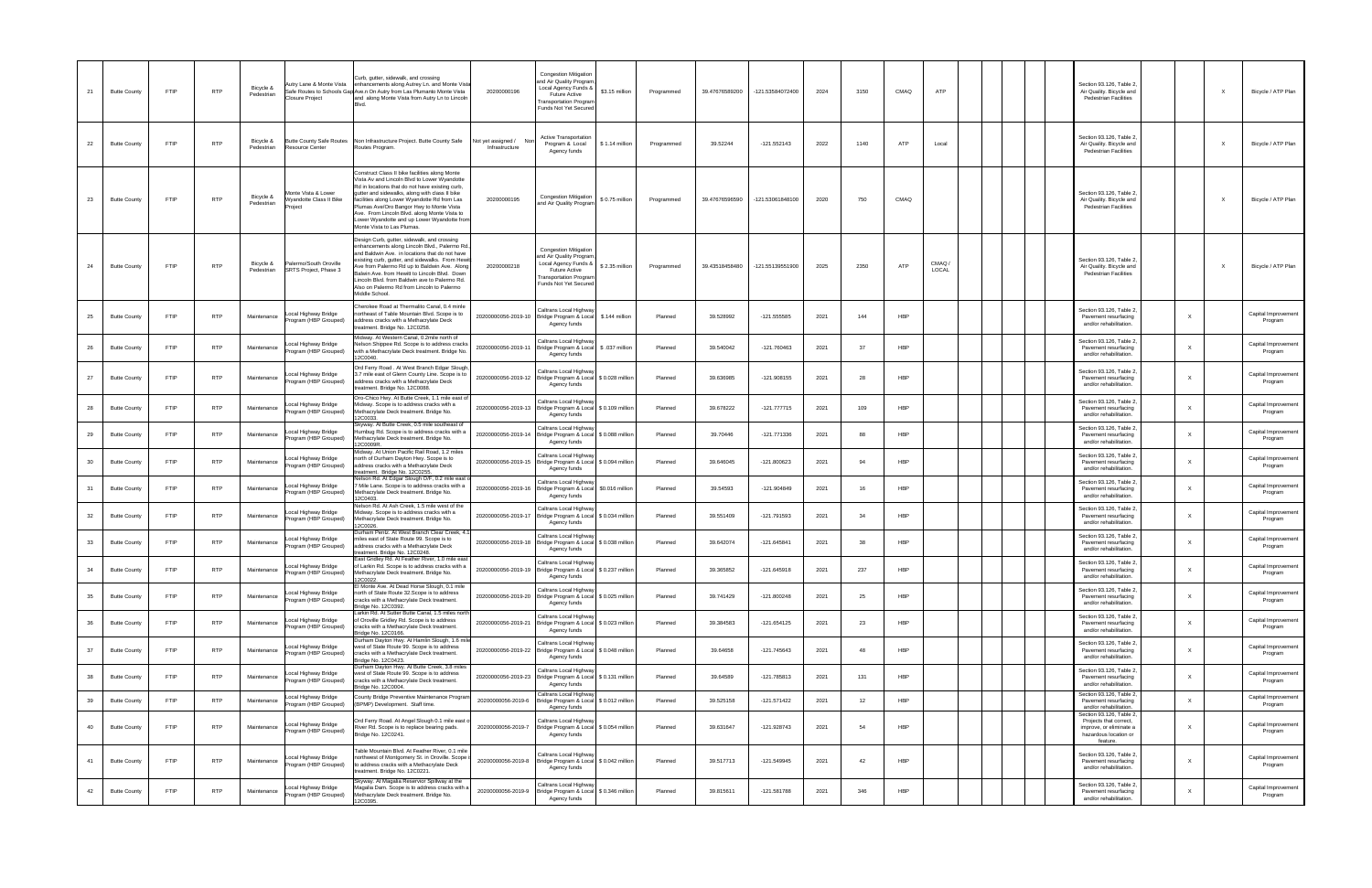| | | | | | | | | | | | | | | | | | | | | | | | | | |
|---|---|---|---|---|---|---|---|---|---|---|---|---|---|---|---|---|---|---|---|---|---|---|---|---|---|
| 21 | Butte County | FTIP | RTP | Bicycle & Pedestrian | Autry Lane & Monte Vista Safe Routes to Schools Gap Closure Project | Curb, gutter, sidewalk, and crossing enhancements along Autrey Ln. and Monte Vista Ave.n On Autry from Las Plumanto Monte Vista and along Monte Vista from Autry Ln to Lincoln Blvd. | 20200000196 | Congestion Mitigation and Air Quality Program, Local Agency Funds & Future Active Transportation Program Funds Not Yet Secured | $3.15 million | Programmed | 39.47676589200 | -121.53584072400 | 2024 | 3150 | CMAQ | ATP | | | | | Section 93.126, Table 2, Air Quality. Bicycle and Pedestrian Facilities | | | X | Bicycle / ATP Plan |
| 22 | Butte County | FTIP | RTP | Bicycle & Pedestrian | Butte County Safe Routes Resource Center | Non Infrastructure Project. Butte County Safe Routes Program. | Not yet assigned / Non Infrastructure | Active Transportation Program & Local Agency funds | $ 1.14 million | Programmed | 39.52244 | -121.552143 | 2022 | 1140 | ATP | Local | | | | | Section 93.126, Table 2, Air Quality. Bicycle and Pedestrian Facilities | | | X | Bicycle / ATP Plan |
| 23 | Butte County | FTIP | RTP | Bicycle & Pedestrian | Monte Vista & Lower Wyandotte Class II Bike Project | Construct Class II bike facilities along Monte Vista Av and Lincoln Blvd to Lower Wyandotte Rd in locations that do not have existing curb, gutter and sidewalks, along with class II bike facilities along Lower Wyandotte Rd from Las Plumas Ave/Oro Bangor Hwy to Monte Vista Ave. From Lincoln Blvd. along Monte Vista to Lower Wyandotte and up Lower Wyandotte from Monte Vista to Las Plumas. | 20200000195 | Congestion Mitigation and Air Quality Program | $ 0.75 million | Programmed | 39.47676596590 | -121.53061848100 | 2020 | 750 | CMAQ | | | | | | Section 93.126, Table 2, Air Quality. Bicycle and Pedestrian Facilities | | | X | Bicycle / ATP Plan |
| 24 | Butte County | FTIP | RTP | Bicycle & Pedestrian | Palermo/South Oroville SRTS Project, Phase 3 | Design Curb, gutter, sidewalk, and crossing enhancements along Lincoln Blvd., Palermo Rd. and Baldwin Ave. in locations that do not have existing curb, gutter, and sidewalks. From Hewitt Ave from Palermo Rd up to Baldwin Ave. Along Balwin Ave. from Hewitt to Lincoln Blvd. Down Lincoln Blvd. from Baldwin ave to Palermo Rd. Also on Palermo Rd from Lincoln to Palermo Middle School. | 20200000218 | Congestion Mitigation and Air Quality Program, Local Agency Funds & Future Active Transportation Program Funds Not Yet Secured | $ 2.35 million | Programmed | 39.43518458480 | -121.55139551900 | 2025 | 2350 | ATP | CMAQ / LOCAL | | | | | Section 93.126, Table 2, Air Quality. Bicycle and Pedestrian Facilities | | | X | Bicycle / ATP Plan |
| 25 | Butte County | FTIP | RTP | Maintenance | Local Highway Bridge Program (HBP Grouped) | Cherokee Road at Thermalito Canal, 0.4 mile northeast of Table Mountain Blvd. Scope is to address cracks with a Methacrylate Deck treatment. Bridge No. 12C0258. | 20200000056-2019-10 | Caltrans Local Highway Bridge Program & Local Agency funds | $.144 million | Planned | 39.528992 | -121.555585 | 2021 | 144 | HBP | | | | | | Section 93.126, Table 2, Pavement resurfacing and/or rehabilitation. | | X | | Capital Improvement Program |
| 26 | Butte County | FTIP | RTP | Maintenance | Local Highway Bridge Program (HBP Grouped) | Midway. At Western Canal, 0.2mile north of Nelson Shippee Rd. Scope is to address cracks with a Methacrylate Deck treatment. Bridge No. 12C0040. | 20200000056-2019-11 | Caltrans Local Highway Bridge Program & Local Agency funds | $ .037 million | Planned | 39.540042 | -121.760463 | 2021 | 37 | HBP | | | | | | Section 93.126, Table 2, Pavement resurfacing and/or rehabilitation. | | X | | Capital Improvement Program |
| 27 | Butte County | FTIP | RTP | Maintenance | Local Highway Bridge Program (HBP Grouped) | Ord Ferry Road . At West Branch Edgar Slough, 3.7 mile east of Glenn County Line. Scope is to address cracks with a Methacrylate Deck treatment. Bridge No. 12C0088. | 20200000056-2019-12 | Caltrans Local Highway Bridge Program & Local Agency funds | $ 0.028 million | Planned | 39.636985 | -121.908155 | 2021 | 28 | HBP | | | | | | Section 93.126, Table 2, Pavement resurfacing and/or rehabilitation. | | X | | Capital Improvement Program |
| 28 | Butte County | FTIP | RTP | Maintenance | Local Highway Bridge Program (HBP Grouped) | Oro-Chico Hwy. At Butte Creek, 1.1 mile east of Midway. Scope is to address cracks with a Methacrylate Deck treatment. Bridge No. 12C0033. | 20200000056-2019-13 | Caltrans Local Highway Bridge Program & Local Agency funds | $ 0.109 million | Planned | 39.678222 | -121.777715 | 2021 | 109 | HBP | | | | | | Section 93.126, Table 2, Pavement resurfacing and/or rehabilitation. | | X | | Capital Improvement Program |
| 29 | Butte County | FTIP | RTP | Maintenance | Local Highway Bridge Program (HBP Grouped) | Skyway. At Butte Creek, 0.5 mile southeast of Humbug Rd. Scope is to address cracks with a Methacrylate Deck treatment. Bridge No. 12C0008R. | 20200000056-2019-14 | Caltrans Local Highway Bridge Program & Local Agency funds | $ 0.088 million | Planned | 39.70446 | -121.771336 | 2021 | 88 | HBP | | | | | | Section 93.126, Table 2, Pavement resurfacing and/or rehabilitation. | | X | | Capital Improvement Program |
| 30 | Butte County | FTIP | RTP | Maintenance | Local Highway Bridge Program (HBP Grouped) | Midway. At Union Pacific Rail Road, 1.2 miles north of Durham Dayton Hwy. Scope is to address cracks with a Methacrylate Deck treatment. Bridge No. 12C0255. | 20200000056-2019-15 | Caltrans Local Highway Bridge Program & Local Agency funds | $ 0.094 million | Planned | 39.646045 | -121.800623 | 2021 | 94 | HBP | | | | | | Section 93.126, Table 2, Pavement resurfacing and/or rehabilitation. | | X | | Capital Improvement Program |
| 31 | Butte County | FTIP | RTP | Maintenance | Local Highway Bridge Program (HBP Grouped) | Nelson Rd. At Edgar Slough O/F, 0.2 mile east of 7 Mile Lane. Scope is to address cracks with a Methacrylate Deck treatment. Bridge No. 12C0403. | 20200000056-2019-16 | Caltrans Local Highway Bridge Program & Local Agency funds | $0.016 million | Planned | 39.54593 | -121.904849 | 2021 | 16 | HBP | | | | | | Section 93.126, Table 2, Pavement resurfacing and/or rehabilitation. | | X | | Capital Improvement Program |
| 32 | Butte County | FTIP | RTP | Maintenance | Local Highway Bridge Program (HBP Grouped) | Nelson Rd. At Ash Creek, 1.5 mile west of the Midway. Scope is to address cracks with a Methacrylate Deck treatment. Bridge No. 12C0026. | 20200000056-2019-17 | Caltrans Local Highway Bridge Program & Local Agency funds | $ 0.034 million | Planned | 39.551409 | -121.791593 | 2021 | 34 | HBP | | | | | | Section 93.126, Table 2, Pavement resurfacing and/or rehabilitation. | | X | | Capital Improvement Program |
| 33 | Butte County | FTIP | RTP | Maintenance | Local Highway Bridge Program (HBP Grouped) | Durham Pentz. At West Branch Clear Creek, 4.1 miles east of State Route 99. Scope is to address cracks with a Methacrylate Deck treatment. Bridge No. 12C0248. | 20200000056-2019-18 | Caltrans Local Highway Bridge Program & Local Agency funds | $ 0.038 million | Planned | 39.642074 | -121.645841 | 2021 | 38 | HBP | | | | | | Section 93.126, Table 2, Pavement resurfacing and/or rehabilitation. | | X | | Capital Improvement Program |
| 34 | Butte County | FTIP | RTP | Maintenance | Local Highway Bridge Program (HBP Grouped) | East Gridley Rd. At Feather River, 1.0 mile east of Larkin Rd. Scope is to address cracks with a Methacrylate Deck treatment. Bridge No. 12C0022. | 20200000056-2019-19 | Caltrans Local Highway Bridge Program & Local Agency funds | $ 0.237 million | Planned | 39.365852 | -121.645918 | 2021 | 237 | HBP | | | | | | Section 93.126, Table 2, Pavement resurfacing and/or rehabilitation. | | X | | Capital Improvement Program |
| 35 | Butte County | FTIP | RTP | Maintenance | Local Highway Bridge Program (HBP Grouped) | El Monte Ave. At Dead Horse Slough, 0.1 mile north of State Route 32.Scope is to address cracks with a Methacrylate Deck treatment. Bridge No. 12C0392. | 20200000056-2019-20 | Caltrans Local Highway Bridge Program & Local Agency funds | $ 0.025 million | Planned | 39.741429 | -121.800248 | 2021 | 25 | HBP | | | | | | Section 93.126, Table 2, Pavement resurfacing and/or rehabilitation. | | X | | Capital Improvement Program |
| 36 | Butte County | FTIP | RTP | Maintenance | Local Highway Bridge Program (HBP Grouped) | Larkin Rd. At Sutter Butte Canal, 1.5 miles north of Oroville Gridley Rd. Scope is to address cracks with a Methacrylate Deck treatment. Bridge No. 12C0166. | 20200000056-2019-21 | Caltrans Local Highway Bridge Program & Local Agency funds | $ 0.023 million | Planned | 39.384583 | -121.654125 | 2021 | 23 | HBP | | | | | | Section 93.126, Table 2, Pavement resurfacing and/or rehabilitation. | | X | | Capital Improvement Program |
| 37 | Butte County | FTIP | RTP | Maintenance | Local Highway Bridge Program (HBP Grouped) | Durham Dayton Hwy. At Hamlin Slough. 1.6 mile west of State Route 99. Scope is to address cracks with a Methacrylate Deck treatment. Bridge No. 12C0423. | 20200000056-2019-22 | Caltrans Local Highway Bridge Program & Local Agency funds | $ 0.048 million | Planned | 39.64658 | -121.745643 | 2021 | 48 | HBP | | | | | | Section 93.126, Table 2, Pavement resurfacing and/or rehabilitation. | | X | | Capital Improvement Program |
| 38 | Butte County | FTIP | RTP | Maintenance | Local Highway Bridge Program (HBP Grouped) | Durham Dayton Hwy. At Butte Creek, 3.8 miles west of State Route 99. Scope is to address cracks with a Methacrylate Deck treatment. Bridge No. 12C0004. | 20200000056-2019-23 | Caltrans Local Highway Bridge Program & Local Agency funds | $ 0.131 million | Planned | 39.64589 | -121.785813 | 2021 | 131 | HBP | | | | | | Section 93.126, Table 2, Pavement resurfacing and/or rehabilitation. | | X | | Capital Improvement Program |
| 39 | Butte County | FTIP | RTP | Maintenance | Local Highway Bridge Program (HBP Grouped) | County Bridge Preventive Maintenance Program (BPMP) Development. Staff time. | 20200000056-2019-6 | Caltrans Local Highway Bridge Program & Local Agency funds | $ 0.012 million | Planned | 39.525158 | -121.571422 | 2021 | 12 | HBP | | | | | | Section 93.126, Table 2, Pavement resurfacing and/or rehabilitation. | | X | | Capital Improvement Program |
| 40 | Butte County | FTIP | RTP | Maintenance | Local Highway Bridge Program (HBP Grouped) | Ord Ferry Road. At Angel Slough 0.1 mile east of River Rd. Scope is to replace bearing pads. Bridge No. 12C0241. | 20200000056-2019-7 | Caltrans Local Highway Bridge Program & Local Agency funds | $ 0.054 million | Planned | 39.631647 | -121.928743 | 2021 | 54 | HBP | | | | | | Section 93.126, Table 2, Projects that correct, improve, or eliminate a hazardous location or feature. | | X | | Capital Improvement Program |
| 41 | Butte County | FTIP | RTP | Maintenance | Local Highway Bridge Program (HBP Grouped) | Table Mountain Blvd. At Feather River, 0.1 mile northeast of Montgomery St. in Oroville. Scope is to address cracks with a Methacrylate Deck treatment. Bridge No. 12C0221. | 20200000056-2019-8 | Caltrans Local Highway Bridge Program & Local Agency funds | $ 0.042 million | Planned | 39.517713 | -121.549945 | 2021 | 42 | HBP | | | | | | Section 93.126, Table 2, Pavement resurfacing and/or rehabilitation. | | X | | Capital Improvement Program |
| 42 | Butte County | FTIP | RTP | Maintenance | Local Highway Bridge Program (HBP Grouped) | Skyway. At Magalia Reservoir Spillway at the Magalia Dam. Scope is to address cracks with a Methacrylate Deck treatment. Bridge No. 12C0395. | 20200000056-2019-9 | Caltrans Local Highway Bridge Program & Local Agency funds | $ 0.346 million | Planned | 39.815611 | -121.581788 | 2021 | 346 | HBP | | | | | | Section 93.126, Table 2, Pavement resurfacing and/or rehabilitation. | | X | | Capital Improvement Program |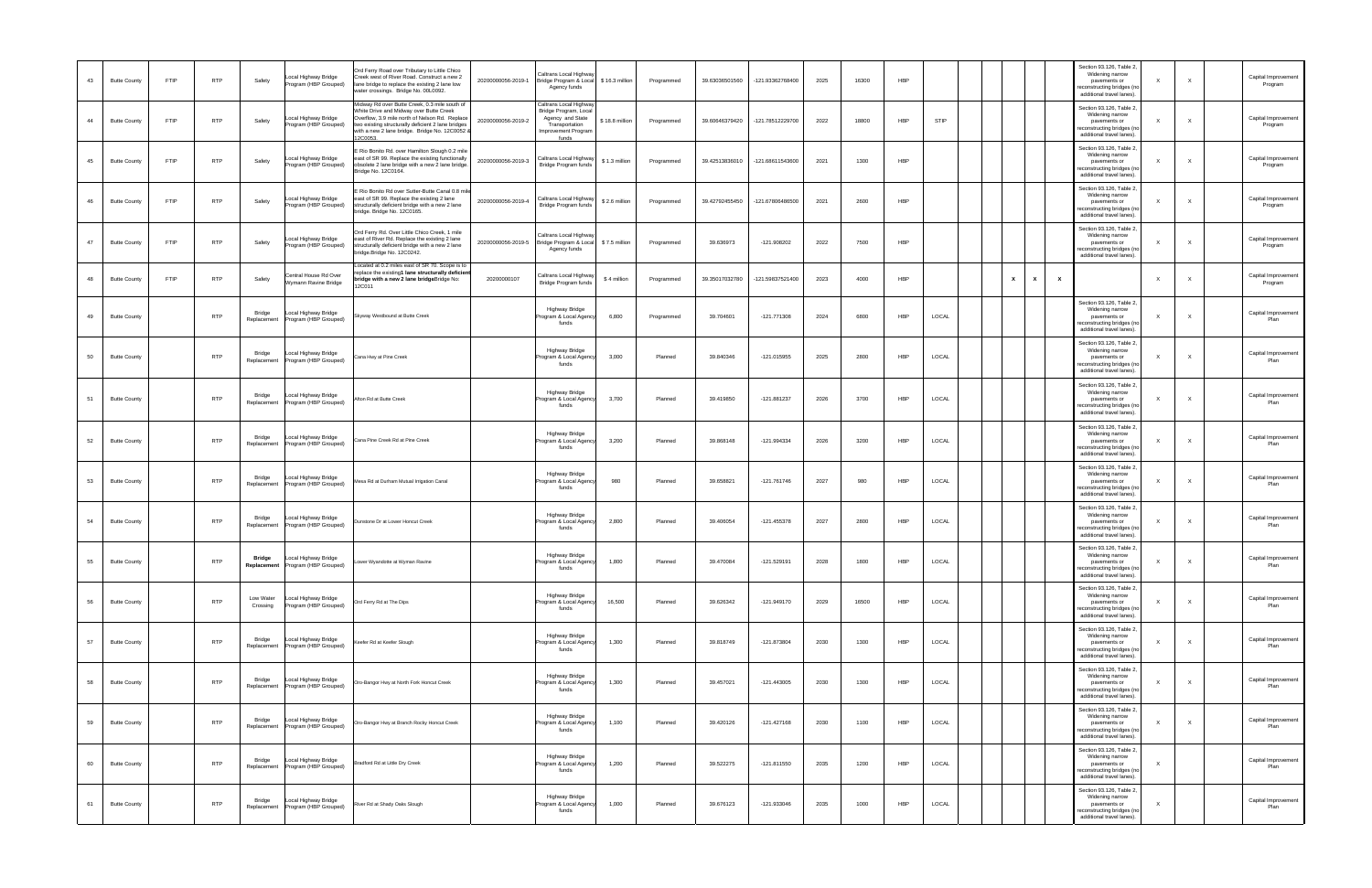| | | | | | | | | | | | | | | | | | | | | | | | | | |
|---|---|---|---|---|---|---|---|---|---|---|---|---|---|---|---|---|---|---|---|---|---|---|---|---|---|
| 43 | Butte County | FTIP | RTP | Safety | Local Highway Bridge Program (HBP Grouped) | Ord Ferry Road over Tributary to Little Chico Creek west of River Road. Construct a new 2 lane bridge to replace the existing 2 lane low water crossings. Bridge No. 00L0092. | 20200000056-2019-1 | Caltrans Local Highway Bridge Program & Local Agency funds | $ 16.3 million | Programmed | 39.63036501560 | -121.93362768400 | 2025 | 16300 | HBP | | | | | | Section 93.126, Table 2, Widening narrow pavements or reconstructing bridges (no additional travel lanes). | X | X | | Capital Improvement Program |
| 44 | Butte County | FTIP | RTP | Safety | Local Highway Bridge Program (HBP Grouped) | Midway Rd over Butte Creek, 0.3 mile south of White Drive and Midway over Butte Creek Overflow, 3.9 mile north of Nelson Rd. Replace two existing structurally deficient 2 lane bridges with a new 2 lane bridge. Bridge No. 12C0052 & 12C0053. | 20200000056-2019-2 | Caltrans Local Highway Bridge Program, Local Agency and State Transportation Improvement Program funds | $ 18.8 million | Programmed | 39.60646379420 | -121.78512229700 | 2022 | 18800 | HBP | STIP | | | | | Section 93.126, Table 2, Widening narrow pavements or reconstructing bridges (no additional travel lanes). | X | X | | Capital Improvement Program |
| 45 | Butte County | FTIP | RTP | Safety | Local Highway Bridge Program (HBP Grouped) | E Rio Bonito Rd. over Hamilton Slough 0.2 mile east of SR 99. Replace the existing functionally obsolete 2 lane bridge with a new 2 lane bridge. Bridge No. 12C0164. | 20200000056-2019-3 | Caltrans Local Highway Bridge Program funds | $ 1.3 million | Programmed | 39.42513836010 | -121.68611543600 | 2021 | 1300 | HBP | | | | | | Section 93.126, Table 2, Widening narrow pavements or reconstructing bridges (no additional travel lanes). | X | X | | Capital Improvement Program |
| 46 | Butte County | FTIP | RTP | Safety | Local Highway Bridge Program (HBP Grouped) | E Rio Bonito Rd over Sutter-Butte Canal 0.8 mile east of SR 99. Replace the existing 2 lane structurally deficient bridge with a new 2 lane bridge. Bridge No. 12C0165. | 20200000056-2019-4 | Caltrans Local Highway Bridge Program funds | $ 2.6 million | Programmed | 39.42792455450 | -121.67806486500 | 2021 | 2600 | HBP | | | | | | Section 93.126, Table 2, Widening narrow pavements or reconstructing bridges (no additional travel lanes). | X | X | | Capital Improvement Program |
| 47 | Butte County | FTIP | RTP | Safety | Local Highway Bridge Program (HBP Grouped) | Ord Ferry Rd. Over Little Chico Creek, 1 mile east of River Rd. Replace the existing 2 lane structurally deficient bridge with a new 2 lane bridge.Bridge No. 12C0242. | 20200000056-2019-5 | Caltrans Local Highway Bridge Program & Local Agency funds | $ 7.5 million | Programmed | 39.636973 | -121.908202 | 2022 | 7500 | HBP | | | | | | Section 93.126, Table 2, Widening narrow pavements or reconstructing bridges (no additional travel lanes). | X | X | | Capital Improvement Program |
| 48 | Butte County | FTIP | RTP | Safety | Central House Rd Over Wymann Ravine Bridge | Located at 0.2 miles east of SR 70. Scope is to replace the existing **1 lane structurally deficient bridge with a new 2 lane bridge** Bridge No: 12C011 | 20200000107 | Caltrans Local Highway Bridge Program funds | $ 4 million | Programmed | 39.35017032780 | -121.59837521400 | 2023 | 4000 | HBP | | | X | X | X | | X | X | | Capital Improvement Program |
| 49 | Butte County | | RTP | Bridge Replacement | Local Highway Bridge Program (HBP Grouped) | Skyway Westbound at Butte Creek | | Highway Bridge Program & Local Agency funds | 6,800 | Programmed | 39.704601 | -121.771308 | 2024 | 6800 | HBP | LOCAL | | | | | Section 93.126, Table 2, Widening narrow pavements or reconstructing bridges (no additional travel lanes). | X | X | | Capital Improvement Plan |
| 50 | Butte County | | RTP | Bridge Replacement | Local Highway Bridge Program (HBP Grouped) | Cana Hwy at Pine Creek | | Highway Bridge Program & Local Agency funds | 3,000 | Planned | 39.840346 | -121.015955 | 2025 | 2800 | HBP | LOCAL | | | | | Section 93.126, Table 2, Widening narrow pavements or reconstructing bridges (no additional travel lanes). | X | X | | Capital Improvement Plan |
| 51 | Butte County | | RTP | Bridge Replacement | Local Highway Bridge Program (HBP Grouped) | Afton Rd at Butte Creek | | Highway Bridge Program & Local Agency funds | 3,700 | Planned | 39.419850 | -121.881237 | 2026 | 3700 | HBP | LOCAL | | | | | Section 93.126, Table 2, Widening narrow pavements or reconstructing bridges (no additional travel lanes). | X | X | | Capital Improvement Plan |
| 52 | Butte County | | RTP | Bridge Replacement | Local Highway Bridge Program (HBP Grouped) | Cana Pine Creek Rd at Pine Creek | | Highway Bridge Program & Local Agency funds | 3,200 | Planned | 39.868148 | -121.994334 | 2026 | 3200 | HBP | LOCAL | | | | | Section 93.126, Table 2, Widening narrow pavements or reconstructing bridges (no additional travel lanes). | X | X | | Capital Improvement Plan |
| 53 | Butte County | | RTP | Bridge Replacement | Local Highway Bridge Program (HBP Grouped) | Mesa Rd at Durham Mutual Irrigation Canal | | Highway Bridge Program & Local Agency funds | 980 | Planned | 39.658821 | -121.761746 | 2027 | 980 | HBP | LOCAL | | | | | Section 93.126, Table 2, Widening narrow pavements or reconstructing bridges (no additional travel lanes). | X | X | | Capital Improvement Plan |
| 54 | Butte County | | RTP | Bridge Replacement | Local Highway Bridge Program (HBP Grouped) | Dunstone Dr at Lower Honcut Creek | | Highway Bridge Program & Local Agency funds | 2,800 | Planned | 39.406054 | -121.455378 | 2027 | 2800 | HBP | LOCAL | | | | | Section 93.126, Table 2, Widening narrow pavements or reconstructing bridges (no additional travel lanes). | X | X | | Capital Improvement Plan |
| 55 | Butte County | | RTP | **Bridge Replacement** | Local Highway Bridge Program (HBP Grouped) | Lower Wyandotte at Wyman Ravine | | Highway Bridge Program & Local Agency funds | 1,800 | Planned | 39.470084 | -121.529191 | 2028 | 1800 | HBP | LOCAL | | | | | Section 93.126, Table 2, Widening narrow pavements or reconstructing bridges (no additional travel lanes). | X | X | | Capital Improvement Plan |
| 56 | Butte County | | RTP | Low Water Crossing | Local Highway Bridge Program (HBP Grouped) | Ord Ferry Rd at The Dips | | Highway Bridge Program & Local Agency funds | 16,500 | Planned | 39.626342 | -121.949170 | 2029 | 16500 | HBP | LOCAL | | | | | Section 93.126, Table 2, Widening narrow pavements or reconstructing bridges (no additional travel lanes). | X | X | | Capital Improvement Plan |
| 57 | Butte County | | RTP | Bridge Replacement | Local Highway Bridge Program (HBP Grouped) | Keefer Rd at Keefer Slough | | Highway Bridge Program & Local Agency funds | 1,300 | Planned | 39.818749 | -121.873804 | 2030 | 1300 | HBP | LOCAL | | | | | Section 93.126, Table 2, Widening narrow pavements or reconstructing bridges (no additional travel lanes). | X | X | | Capital Improvement Plan |
| 58 | Butte County | | RTP | Bridge Replacement | Local Highway Bridge Program (HBP Grouped) | Oro-Bangor Hwy at North Fork Honcut Creek | | Highway Bridge Program & Local Agency funds | 1,300 | Planned | 39.457021 | -121.443005 | 2030 | 1300 | HBP | LOCAL | | | | | Section 93.126, Table 2, Widening narrow pavements or reconstructing bridges (no additional travel lanes). | X | X | | Capital Improvement Plan |
| 59 | Butte County | | RTP | Bridge Replacement | Local Highway Bridge Program (HBP Grouped) | Oro-Bangor Hwy at Branch Rocky Honcut Creek | | Highway Bridge Program & Local Agency funds | 1,100 | Planned | 39.420126 | -121.427168 | 2030 | 1100 | HBP | LOCAL | | | | | Section 93.126, Table 2, Widening narrow pavements or reconstructing bridges (no additional travel lanes). | X | X | | Capital Improvement Plan |
| 60 | Butte County | | RTP | Bridge Replacement | Local Highway Bridge Program (HBP Grouped) | Bradford Rd at Little Dry Creek | | Highway Bridge Program & Local Agency funds | 1,200 | Planned | 39.522275 | -121.811550 | 2035 | 1200 | HBP | LOCAL | | | | | Section 93.126, Table 2, Widening narrow pavements or reconstructing bridges (no additional travel lanes). | X | | | Capital Improvement Plan |
| 61 | Butte County | | RTP | Bridge Replacement | Local Highway Bridge Program (HBP Grouped) | River Rd at Shady Oaks Slough | | Highway Bridge Program & Local Agency funds | 1,000 | Planned | 39.676123 | -121.933046 | 2035 | 1000 | HBP | LOCAL | | | | | Section 93.126, Table 2, Widening narrow pavements or reconstructing bridges (no additional travel lanes). | X | | | Capital Improvement Plan |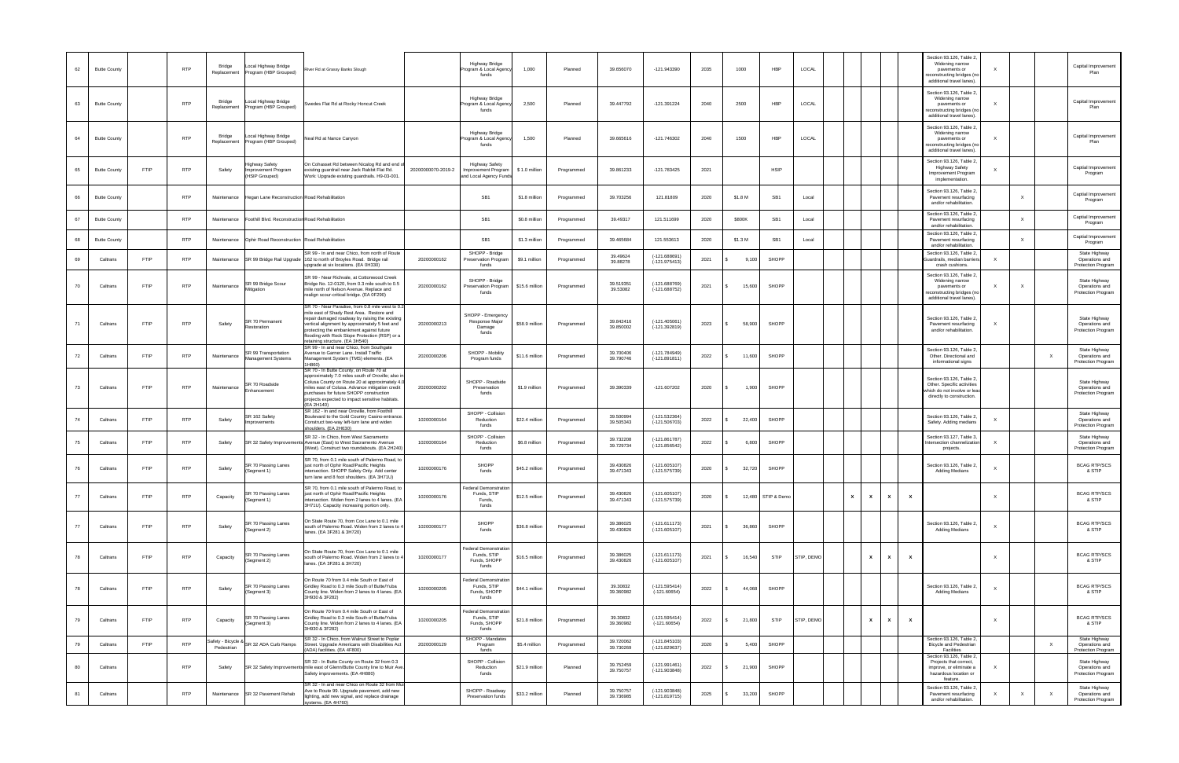| | | | | | | | | | | | | | | | | | | | | | | | | | | |
|---|---|---|---|---|---|---|---|---|---|---|---|---|---|---|---|---|---|---|---|---|---|---|---|---|---|---|
| 62 | Butte County | | RTP | Bridge Replacement | Local Highway Bridge Program (HBP Grouped) | River Rd at Grassy Banks Slough | | Highway Bridge Program & Local Agency funds | 1,000 | Planned | 39.656070 | -121.943390 | 2035 | 1000 | HBP | LOCAL | | | | | | Section 93.126, Table 2, Widening narrow pavements or reconstructing bridges (no additional travel lanes). | X | | | Capital Improvement Plan |
| 63 | Butte County | | RTP | Bridge Replacement | Local Highway Bridge Program (HBP Grouped) | Swedes Flat Rd at Rocky Honcut Creek | | Highway Bridge Program & Local Agency funds | 2,500 | Planned | 39.447792 | -121.391224 | 2040 | 2500 | HBP | LOCAL | | | | | | Section 93.126, Table 2, Widening narrow pavements or reconstructing bridges (no additional travel lanes). | X | | | Capital Improvement Plan |
| 64 | Butte County | | RTP | Bridge Replacement | Local Highway Bridge Program (HBP Grouped) | Neal Rd at Nance Canyon | | Highway Bridge Program & Local Agency funds | 1,500 | Planned | 39.665616 | -121.746302 | 2040 | 1500 | HBP | LOCAL | | | | | | Section 93.126, Table 2, Widening narrow pavements or reconstructing bridges (no additional travel lanes). | X | | | Capital Improvement Plan |
| 65 | Butte County | FTIP | RTP | Safety | Highway Safety Improvement Program (HSIP Grouped) | On Cohasset Rd between Nicalog Rd and end of existing guardrail near Jack Rabbit Flat Rd. Work: Upgrade existing guardrails. H9-03-001. | 20200000070-2019-2 | Highway Safety Improvement Program and Local Agency Funds | $ 1.0 million | Programmed | 39.861233 | -121.783425 | 2021 | | HSIP | | | | | | | Section 93.126, Table 2, Highway Safety Improvement Program implementation. | X | | | Capital Improvement Program |
| 66 | Butte County | | RTP | Maintenance | Hegan Lane Reconstruction | Road Rehabilitation | | SB1 | $1.6 million | Programmed | 39.703256 | 121.81609 | 2020 | $1.6 M | SB1 | Local | | | | | | Section 93.126, Table 2, Pavement resurfacing and/or rehabilitation. | | X | | Capital Improvement Program |
| 67 | Butte County | | RTP | Maintenance | Foothill Blvd. Reconstruction | Road Rehabilitation | | SB1 | $0.6 million | Programmed | 39.49317 | 121.511699 | 2020 | $600K | SB1 | Local | | | | | | Section 93.126, Table 2, Pavement resurfacing and/or rehabilitation. | | X | | Capital Improvement Program |
| 68 | Butte County | | RTP | Maintenance | Ophir Road Reconstruction | Road Rehabilitation | | SB1 | $1.3 million | Programmed | 39.465684 | 121.553613 | 2020 | $1.3 M | SB1 | Local | | | | | | Section 93.126, Table 2, Pavement resurfacing and/or rehabilitation. | | X | | Capital Improvement Program |
| 69 | Caltrans | FTIP | RTP | Maintenance | SR 99 Bridge Rail Upgrade | SR 99 - In and near Chico, from north of Route 162 to north of Broyles Road. Bridge rail upgrade at six locations. (EA 0H330) | 20200000162 | SHOPP - Bridge Preservation Program funds | $9.1 million | Programmed | 39.49624 39.88278 | (-121.688691) (-121.975413) | 2021 | $ 9,100 | SHOPP | | | | | | | Section 93.126, Table 2, Guardrails, median barriers, crash cushions. | X | | | State Highway Operations and Protection Program |
| 70 | Caltrans | FTIP | RTP | Maintenance | SR 99 Bridge Scour Mitigation | SR 99 - Near Richvale, at Cottonwood Creek Bridge No. 12-0120, from 0.3 mile south to 0.5 mile north of Nelson Avenue. Replace and realign scour-critical bridge. (EA 0F290) | 20200000162 | SHOPP - Bridge Preservation Program funds | $15.6 million | Programmed | 39.519351 39.53082 | (-121.688769) (-121.688752) | 2021 | $ 15,600 | SHOPP | | | | | | | Section 93.126, Table 2, Widening narrow pavements or reconstructing bridges (no additional travel lanes). | X | X | | State Highway Operations and Protection Program |
| 71 | Caltrans | FTIP | RTP | Safety | SR 70 Permanent Restoration | SR 70 - Near Paradise, from 0.8 mile west to 0.2 mile east of Shady Rest Area. Restore and repair damaged roadway by raising the existing vertical alignment by approximately 5 feet and protecting the embankment against future flooding with Rock Slope Protection (RSP) or a retaining structure. (EA 3H540) | 20200000213 | SHOPP - Emergency Response Major Damage funds | $58.9 million | Programmed | 39.842416 39.850002 | (-121.405061) (-121.392819) | 2023 | $ 58,900 | SHOPP | | | | | | | Section 93.126, Table 2, Pavement resurfacing and/or rehabilitation. | X | | | State Highway Operations and Protection Program |
| 72 | Caltrans | FTIP | RTP | Maintenance | SR 99 Transportation Management Systems | SR 99 - In and near Chico, from Southgate Avenue to Garner Lane. Install Traffic Management System (TMS) elements. (EA 1H860) | 20200000206 | SHOPP - Mobility Program funds | $11.6 million | Programmed | 39.700406 39.790746 | (-121.784949) (-121.891811) | 2022 | $ 11,600 | SHOPP | | | | | | | Section 93.126, Table 2, Other. Directional and informational signs | | | X | State Highway Operations and Protection Program |
| 73 | Caltrans | FTIP | RTP | Maintenance | SR 70 Roadside Enhancement | SR 70 - In Butte County, on Route 70 at approximately 7.0 miles south of Oroville; also in Colusa County on Route 20 at approximately 4.0 miles east of Colusa. Advance mitigation credit purchases for future SHOPP construction projects expected to impact sensitive habitats. (EA 2H140) | 20200000202 | SHOPP - Roadside Preservation funds | $1.9 million | Programmed | 39.390339 | -121.607202 | 2020 | $ 1,900 | SHOPP | | | | | | | Section 93.126, Table 2, Other. Specific activities which do not involve or lead directly to construction. | | | | State Highway Operations and Protection Program |
| 74 | Caltrans | FTIP | RTP | Safety | SR 162 Safety Improvements | SR 162 - In and near Oroville, from Foothill Boulevard to the Gold Country Casino entrance. Construct two-way left-turn lane and widen shoulders. (EA 2H610) | 10200000164 | SHOPP - Collision Reduction funds | $22.4 million | Programmed | 39.500994 39.505343 | (-121.532364) (-121.506703) | 2022 | $ 22,400 | SHOPP | | | | | | | Section 93.126, Table 2, Safety. Adding medians | X | | | State Highway Operations and Protection Program |
| 75 | Caltrans | FTIP | RTP | Safety | SR 32 Safety Improvements | SR 32 - In Chico, from West Sacramento Avenue (East) to West Sacramento Avenue (West). Construct two roundabouts. (EA 2H240) | 10200000164 | SHOPP - Collision Reduction funds | $6.8 million | Programmed | 39.732208 39.729734 | (-121.861787) (-121.856542) | 2022 | $ 6,800 | SHOPP | | | | | | | Section 93.127, Table 3, Intersection channelization projects. | X | | | State Highway Operations and Protection Program |
| 76 | Caltrans | FTIP | RTP | Safety | SR 70 Passing Lanes (Segment 1) | SR 70, from 0.1 mile south of Palermo Road, to just north of Ophir Road/Pacific Heights intersection. SHOPP Safety Only. Add center turn lane and 8 foot shoulders. (EA 3H71U) | 10200000176 | SHOPP funds | $45.2 million | Programmed | 39.430826 39.471343 | (-121.605107) (-121.575739) | 2020 | $ 32,720 | SHOPP | | | | | | | Section 93.126, Table 2, Adding Medians | X | | | BCAG RTP/SCS & STIP |
| 77 | Caltrans | FTIP | RTP | Capacity | SR 70 Passing Lanes (Segment 1) | SR 70, from 0.1 mile south of Palermo Road, to just north of Ophir Road/Pacific Heights intersection. Widen from 2 lanes to 4 lanes. (EA 3H71U). Capacity increasing portion only. | 10200000176 | Federal Demonstration Funds, STIP Funds, funds | $12.5 million | Programmed | 39.430826 39.471343 | (-121.605107) (-121.575739) | 2020 | $ 12,480 | STIP & Demo | | | X | X | X | X | | X | | | BCAG RTP/SCS & STIP |
| 77 | Caltrans | FTIP | RTP | Safety | SR 70 Passing Lanes (Segment 2) | On State Route 70, from Cox Lane to 0.1 mile south of Palermo Road. Widen from 2 lanes to 4 lanes. (EA 3F281 & 3H720) | 10200000177 | SHOPP funds | $36.8 million | Programmed | 39.386025 39.430826 | (-121.611173) (-121.605107) | 2021 | $ 36,860 | SHOPP | | | | | | | Section 93.126, Table 2, Adding Medians | X | | | BCAG RTP/SCS & STIP |
| 78 | Caltrans | FTIP | RTP | Capacity | SR 70 Passing Lanes (Segment 2) | On State Route 70, from Cox Lane to 0.1 mile south of Palermo Road. Widen from 2 lanes to 4 lanes. (EA 3F281 & 3H720) | 10200000177 | Federal Demonstration Funds, STIP Funds, SHOPP funds | $16.5 million | Programmed | 39.386025 39.430826 | (-121.611173) (-121.605107) | 2021 | $ 16,540 | STIP | STIP, DEMO | | | X | X | X | | X | | | BCAG RTP/SCS & STIP |
| 78 | Caltrans | FTIP | RTP | Safety | SR 70 Passing Lanes (Segment 3) | On Route 70 from 0.4 mile South of East of Gridley Road to 0.3 mile South of Butte/Yuba County line. Widen from 2 lanes to 4 lanes. (EA 3H930 & 3F282) | 10200000205 | Federal Demonstration Funds, STIP Funds, SHOPP funds | $44.1 million | Programmed | 39.30832 39.360982 | (-121.595414) (-121.60654) | 2022 | $ 44,068 | SHOPP | | | | | | | Section 93.126, Table 2, Adding Medians | X | | | BCAG RTP/SCS & STIP |
| 79 | Caltrans | FTIP | RTP | Capacity | SR 70 Passing Lanes (Segment 3) | On Route 70 from 0.4 mile South of East of Gridley Road to 0.3 mile South of Butte/Yuba County line. Widen from 2 lanes to 4 lanes. (EA 3H930 & 3F282) | 10200000205 | Federal Demonstration Funds, STIP Funds, SHOPP funds | $21.8 million | Programmed | 39.30832 39.360982 | (-121.595414) (-121.60654) | 2022 | $ 21,800 | STIP | STIP, DEMO | | | X | X | X | | X | | | BCAG RTP/SCS & STIP |
| 79 | Caltrans | FTIP | RTP | Safety - Bicycle & Pedestrian | SR 32 ADA Curb Ramps | SR 32 - In Chico, from Walnut Street to Poplar Street. Upgrade Americans with Disabilities Act (ADA) facilities. (EA 4F800) | 20200000129 | SHOPP - Mandates Program funds | $5.4 million | Programmed | 39.720062 39.730269 | (-121.845103) (-121.829637) | 2020 | $ 5,400 | SHOPP | | | | | | | Section 93.126, Table 2, Bicycle and Pedestrian Facilities | | | X | State Highway Operations and Protection Program |
| 80 | Caltrans | | RTP | Safety | SR 32 Safety Improvements | SR 32 - In Butte County on Route 32 from 0.3 mile east of Glenn/Butte County line to Muir Ave. Safety improvements. (EA 4H880) | | SHOPP - Collision Reduction funds | $21.9 million | Planned | 39.752459 39.750757 | (-121.991461) (-121.903848) | 2022 | $ 21,900 | SHOPP | | | | | | | Section 93.126, Table 2, Projects that correct, improve, or eliminate a hazardous location or feature. | X | | | State Highway Operations and Protection Program |
| 81 | Caltrans | | RTP | Maintenance | SR 32 Pavement Rehab | SR 32 - In and near Chico on Route 32 from Muir Ave to Route 99. Upgrade pavement, add new lighting, add new signal, and replace drainage systems. (EA 4H760) | | SHOPP - Roadway Preservation funds | $33.2 million | Planned | 39.750757 39.736985 | (-121.903848) (-121.819715) | 2025 | $ 33,200 | SHOPP | | | | | | | Section 93.126, Table 2, Pavement resurfacing and/or rehabilitation. | X | X | X | State Highway Operations and Protection Program |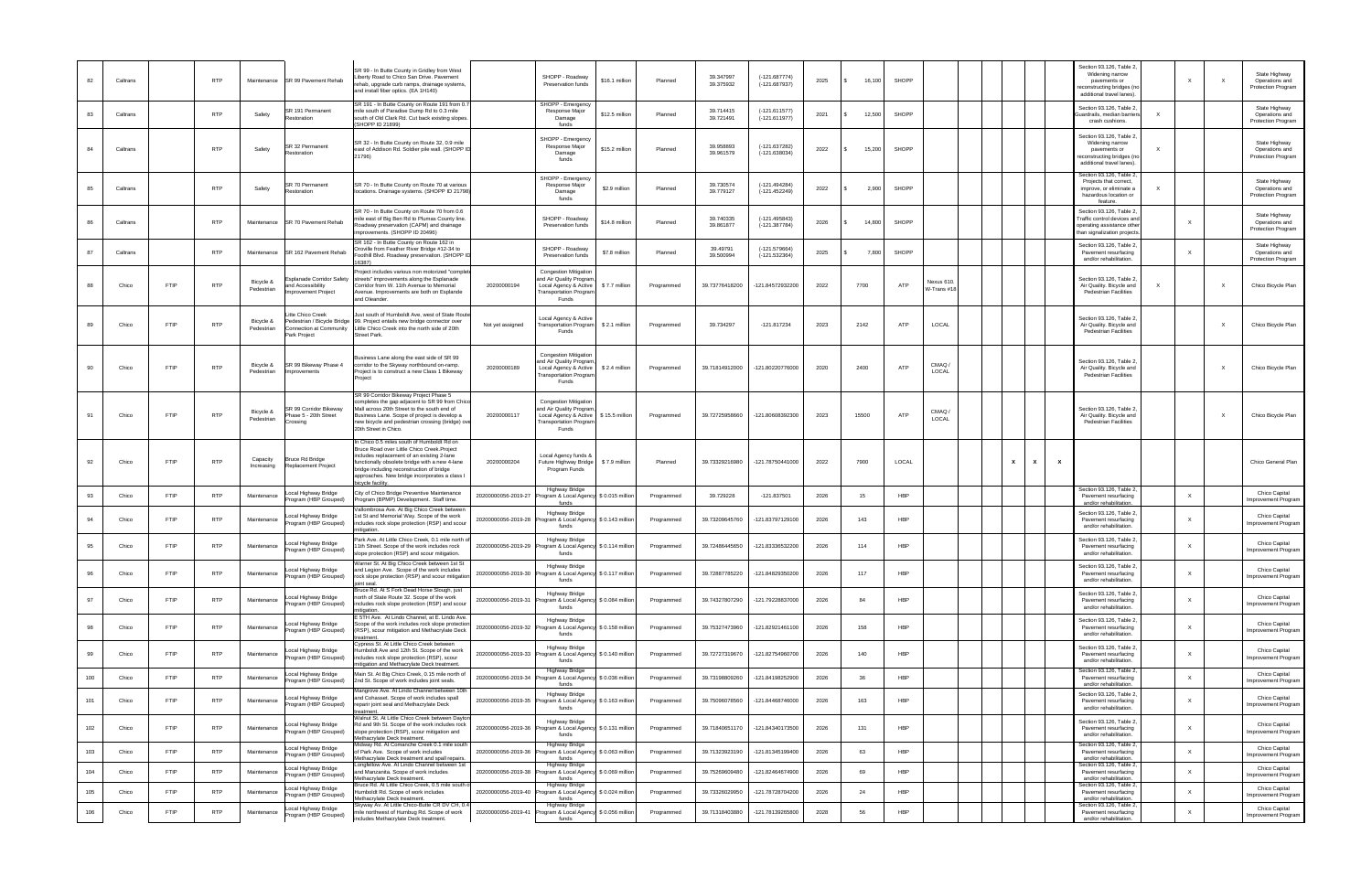| | | | | | | | | | | | | | | | | | | | | | | | | |
|---|---|---|---|---|---|---|---|---|---|---|---|---|---|---|---|---|---|---|---|---|---|---|---|---|
| 82 | Caltrans | | RTP | Maintenance | SR 99 Pavement Rehab | SR 99 - In Butte County in Gridley from West Liberty Road to Chico San Drive. Pavement rehab, upgrade curb ramps, drainage systems, and install fiber optics. (EA 1H140) | | SHOPP - Roadway Preservation funds | $16.1 million | Planned | 39.347697 39.375932 | (-121.687774) (-121.687937) | 2025 | $ 16,100 | SHOPP | | | | | Section 93.126, Table 2, Widening narrow pavements or reconstructing bridges (no additional travel lanes). | | X | X | State Highway Operations and Protection Program |
| 83 | Caltrans | | RTP | Safety | SR 191 Permanent Restoration | SR 191 - In Butte County on Route 191 from 0.7 mile south of Paradise Dump Rd to 0.3 mile south of Old Clark Rd. Cut back existing slopes. (SHOPP ID 21899) | | SHOPP - Emergency Response Major Damage funds | $12.5 million | Planned | 39.714415 39.721491 | (-121.611577) (-121.611977) | 2021 | $ 12,500 | SHOPP | | | | | Section 93.126, Table 2, Guardrails, median barriers, crash cushions. | X | | | State Highway Operations and Protection Program |
| 84 | Caltrans | | RTP | Safety | SR 32 Permanent Restoration | SR 32 - In Butte County on Route 32, 0.9 mile east of Addison Rd. Soldier pile wall. (SHOPP ID 21796) | | SHOPP - Emergency Response Major Damage funds | $15.2 million | Planned | 39.958693 39.961579 | (-121.637282) (-121.638034) | 2022 | $ 15,200 | SHOPP | | | | | Section 93.126, Table 2, Widening narrow pavements or reconstructing bridges (no additional travel lanes). | X | | | State Highway Operations and Protection Program |
| 85 | Caltrans | | RTP | Safety | SR 70 Permanent Restoration | SR 70 - In Butte County on Route 70 at various locations. Drainage systems. (SHOPP ID 21798) | | SHOPP - Emergency Response Major Damage funds | $2.9 million | Planned | 39.730574 39.779127 | (-121.494284) (-121.452249) | 2022 | $ 2,900 | SHOPP | | | | | Section 93.126, Table 2, Projects that correct, improve, or eliminate a hazardous location or feature. | X | | | State Highway Operations and Protection Program |
| 86 | Caltrans | | RTP | Maintenance | SR 70 Pavement Rehab | SR 70 - In Butte County on Route 70 from 0.6 mile east of Big Bend Rd to Plumas County line. Roadway preservation (CAPM) and drainage improvements. (SHOPP ID 20496) | | SHOPP - Roadway Preservation funds | $14.8 million | Planned | 39.740335 39.861877 | (-121.495843) (-121.387784) | 2026 | $ 14,800 | SHOPP | | | | | Section 93.126, Table 2, Traffic control devices and operating assistance other than signalization projects. | | X | | State Highway Operations and Protection Program |
| 87 | Caltrans | | RTP | Maintenance | SR 162 Pavement Rehab | SR 162 - In Butte County on Route 162 in Oroville from Feather River Bridge #12-34 to Foothill Blvd. Roadway preservation. (SHOPP ID 16387) | | SHOPP - Roadway Preservation funds | $7.8 million | Planned | 39.49791 39.500994 | (-121.579664) (-121.532364) | 2025 | $ 7,800 | SHOPP | | | | | Section 93.126, Table 2, Pavement resurfacing and/or rehabilitation. | | X | | State Highway Operations and Protection Program |
| 88 | Chico | FTIP | RTP | Bicycle & Pedestrian | Esplanade Corridor Safety and Accessibility Improvement Project | Project includes various non motorized "complete streets" improvements along the Esplanade Corridor from W. 11th Avenue to Memorial Avenue. Improvements are both on Esplande and Oleander. | 20200000194 | Congestion Mitigation and Air Quality Program, Local Agency & Active Transportation Program Funds | $ 7.7 million | Programmed | 39.73776418200 | -121.84572932200 | 2022 | 7700 | ATP | Nexus 610 W-Trans #18 | | | | Section 93.126, Table 2, Air Quality. Bicycle and Pedestrian Facilities | X | | X | Chico Bicycle Plan |
| 89 | Chico | FTIP | RTP | Bicycle & Pedestrian | Little Chico Creek Pedestrian / Bicycle Bridge Connection at Community Park Project | Just south of Humboldt Ave, west of State Route 99. Project entails new bridge connector over Little Chico Creek into the north side of 20th Street Park. | Not yet assigned | Local Agency & Active Transportation Program Funds | $ 2.1 million | Programmed | 39.734297 | -121.817234 | 2023 | 2142 | ATP | LOCAL | | | | Section 93.126, Table 2, Air Quality. Bicycle and Pedestrian Facilities | | X | | Chico Bicycle Plan |
| 90 | Chico | FTIP | RTP | Bicycle & Pedestrian | SR 99 Bikeway Phase 4 Improvements | Business Lane along the east side of SR 99 corridor to the Skyway northbound on-ramp. Project is to construct a new Class 1 Bikeway Project | 20200000189 | Congestion Mitigation and Air Quality Program, Local Agency & Active Transportation Program Funds | $ 2.4 million | Programmed | 39.71814912000 | -121.80220776000 | 2020 | 2400 | ATP | CMAQ / LOCAL | | | | Section 93.126, Table 2, Air Quality. Bicycle and Pedestrian Facilities | | | X | Chico Bicycle Plan |
| 91 | Chico | FTIP | RTP | Bicycle & Pedestrian | SR 99 Corridor Bikeway Phase 5 - 20th Street Crossing | SR 99 Corridor Bikeway Project Phase 5 completes the gap adjacent to SR 99 from Chico Mall across 20th Street to the south end of Business Lane. Scope of project is develop a new bicycle and pedestrian crossing (bridge) over 20th Street in Chico. | 20200000117 | Congestion Mitigation and Air Quality Program, Local Agency & Active Transportation Program Funds | $ 15.5 million | Programmed | 39.72725958660 | -121.80608392300 | 2023 | 15500 | ATP | CMAQ / LOCAL | | | | Section 93.126, Table 2, Air Quality. Bicycle and Pedestrian Facilities | | | X | Chico Bicycle Plan |
| 92 | Chico | FTIP | RTP | Capacity Increasing | Bruce Rd Bridge Replacement Project | In Chico 0.5 miles south of Humboldt Rd on Bruce Road over Little Chico Creek.Project includes replacement of an existing 2-lane functionally obsolete bridge with a new 4-lane bridge including reconstruction of bridge approaches. New bridge incorporates a class I bicycle facility. | 20200000204 | Local Agency funds & Future Highway Bridge Program Funds | $ 7.9 million | Planned | 39.73329216980 | -121.78750441000 | 2022 | 7900 | LOCAL | | X | X | X | | | | | Chico General Plan |
| 93 | Chico | FTIP | RTP | Maintenance | Local Highway Bridge Program (HBP Grouped) | City of Chico Bridge Preventive Maintenance Program (BPMP) Development. Staff time. | 20200000056-2019-27 | Highway Bridge Program & Local Agency funds | $ 0.015 million | Programmed | 39.729228 | -121.837501 | 2026 | 15 | HBP | | | | | Section 93.126, Table 2, Pavement resurfacing and/or rehabilitation. | | X | | Chico Capital Improvement Program |
| 94 | Chico | FTIP | RTP | Maintenance | Local Highway Bridge Program (HBP Grouped) | Vallombrosa Ave. At Big Chico Creek between 1st St and Memorial Way. Scope of the work includes rock slope protection (RSP) and scour mitigation. | 20200000056-2019-28 | Highway Bridge Program & Local Agency funds | $ 0.143 million | Programmed | 39.73209645760 | -121.83797129100 | 2026 | 143 | HBP | | | | | Section 93.126, Table 2, Pavement resurfacing and/or rehabilitation. | | X | | Chico Capital Improvement Program |
| 95 | Chico | FTIP | RTP | Maintenance | Local Highway Bridge Program (HBP Grouped) | Park Ave. At Little Chico Creek, 0.1 mile north of 11th Street. Scope of the work includes rock slope protection (RSP) and scour mitigation. | 20200000056-2019-29 | Highway Bridge Program & Local Agency funds | $ 0.114 million | Programmed | 39.72486445850 | -121.83336532200 | 2026 | 114 | HBP | | | | | Section 93.126, Table 2, Pavement resurfacing and/or rehabilitation. | | X | | Chico Capital Improvement Program |
| 96 | Chico | FTIP | RTP | Maintenance | Local Highway Bridge Program (HBP Grouped) | Warner St. At Big Chico Creek between 1st St and Legion Ave. Scope of the work includes rock slope protection (RSP) and scour mitigation joint seal. | 20200000056-2019-30 | Highway Bridge Program & Local Agency funds | $ 0.117 million | Programmed | 39.72887785220 | -121.84829350200 | 2026 | 117 | HBP | | | | | Section 93.126, Table 2, Pavement resurfacing and/or rehabilitation. | | X | | Chico Capital Improvement Program |
| 97 | Chico | FTIP | RTP | Maintenance | Local Highway Bridge Program (HBP Grouped) | Bruce Rd. At S Fork Dead Horse Slough, just north of State Route 32. Scope of the work includes rock slope protection (RSP) and scour mitigation. | 20200000056-2019-31 | Highway Bridge Program & Local Agency funds | $ 0.084 million | Programmed | 39.74327807290 | -121.79228837000 | 2026 | 84 | HBP | | | | | Section 93.126, Table 2, Pavement resurfacing and/or rehabilitation. | | X | | Chico Capital Improvement Program |
| 98 | Chico | FTIP | RTP | Maintenance | Local Highway Bridge Program (HBP Grouped) | E 5TH Ave. At Lindo Channel, at E. Lindo Ave. Scope of the work includes rock slope protection (RSP), scour mitigation and Methacrylate Deck treatment. | 20200000056-2019-32 | Highway Bridge Program & Local Agency funds | $ 0.158 million | Programmed | 39.75327473960 | -121.82921461100 | 2026 | 158 | HBP | | | | | Section 93.126, Table 2, Pavement resurfacing and/or rehabilitation. | | X | | Chico Capital Improvement Program |
| 99 | Chico | FTIP | RTP | Maintenance | Local Highway Bridge Program (HBP Grouped) | Cypress St. At Little Chico Creek between Humboldt Ave and 12th St. Scope of the work includes rock slope protection (RSP), scour mitigation and Methacrylate Deck treatment. | 20200000056-2019-33 | Highway Bridge Program & Local Agency funds | $ 0.140 million | Programmed | 39.72727319670 | -121.82754960700 | 2026 | 140 | HBP | | | | | Section 93.126, Table 2, Pavement resurfacing and/or rehabilitation. | | X | | Chico Capital Improvement Program |
| 100 | Chico | FTIP | RTP | Maintenance | Local Highway Bridge Program (HBP Grouped) | Main St. At Big Chico Creek, 0.15 mile north of 2nd St. Scope of work includes joint seals. | 20200000056-2019-34 | Highway Bridge Program & Local Agency funds | $ 0.036 million | Programmed | 39.73198809260 | -121.84198252900 | 2026 | 36 | HBP | | | | | Section 93.126, Table 2, Pavement resurfacing and/or rehabilitation. | | X | | Chico Capital Improvement Program |
| 101 | Chico | FTIP | RTP | Maintenance | Local Highway Bridge Program (HBP Grouped) | Mangrove Ave. At Lindo Channel between 10th and Cohasset. Scope of work includes spall repair/ joint seal and Methacrylate Deck treatment. | 20200000056-2019-35 | Highway Bridge Program & Local Agency funds | $ 0.163 million | Programmed | 39.75060078560 | -121.84468746000 | 2026 | 163 | HBP | | | | | Section 93.126, Table 2, Pavement resurfacing and/or rehabilitation. | | X | | Chico Capital Improvement Program |
| 102 | Chico | FTIP | RTP | Maintenance | Local Highway Bridge Program (HBP Grouped) | Walnut St. At Little Chico Creek between Dayton Rd and 9th St. Scope of the work includes rock slope protection (RSP), scour mitigation and Methacrylate Deck treatment. | 20200000056-2019-36 | Highway Bridge Program & Local Agency funds | $ 0.131 million | Programmed | 39.71840651170 | -121.84340173500 | 2026 | 131 | HBP | | | | | Section 93.126, Table 2, Pavement resurfacing and/or rehabilitation. | | X | | Chico Capital Improvement Program |
| 103 | Chico | FTIP | RTP | Maintenance | Local Highway Bridge Program (HBP Grouped) | Midway Rd. At Comanche Creek 0.1 mile south of Park Ave. Scope of work includes Methacrylate Deck treatment and spall repairs. | 20200000056-2019-36 | Highway Bridge Program & Local Agency funds | $ 0.063 million | Programmed | 39.71323923190 | -121.81345199400 | 2026 | 63 | HBP | | | | | Section 93.126, Table 2, Pavement resurfacing and/or rehabilitation. | | X | | Chico Capital Improvement Program |
| 104 | Chico | FTIP | RTP | Maintenance | Local Highway Bridge Program (HBP Grouped) | Longfellow Ave. At Lindo Channel between 1st and Manzanita. Scope of work includes Methacrylate Deck treatment. | 20200000056-2019-38 | Highway Bridge Program & Local Agency funds | $ 0.069 million | Programmed | 39.75269609480 | -121.82464674900 | 2026 | 69 | HBP | | | | | Section 93.126, Table 2, Pavement resurfacing and/or rehabilitation. | | X | | Chico Capital Improvement Program |
| 105 | Chico | FTIP | RTP | Maintenance | Local Highway Bridge Program (HBP Grouped) | Bruce Rd. At Little Chico Creek, 0.5 mile south of Humboldt Rd. Scope of work includes Methacrylate Deck treatment. | 20200000056-2019-40 | Highway Bridge Program & Local Agency funds | $ 0.024 million | Programmed | 39.73326029950 | -121.78728704200 | 2026 | 24 | HBP | | | | | Section 93.126, Table 2, Pavement resurfacing and/or rehabilitation. | | X | | Chico Capital Improvement Program |
| 106 | Chico | FTIP | RTP | Maintenance | Local Highway Bridge Program (HBP Grouped) | Skyway Av. At Little Chico-Butte CR DV CH, 0.4 mile northwest of Humbug Rd. Scope of work includes Methacrylate Deck treatment. | 20200000056-2019-41 | Highway Bridge Program & Local Agency funds | $ 0.056 million | Programmed | 39.71318403880 | -121.78139265800 | 2028 | 56 | HBP | | | | | Section 93.126, Table 2, Pavement resurfacing and/or rehabilitation. | | X | | Chico Capital Improvement Program |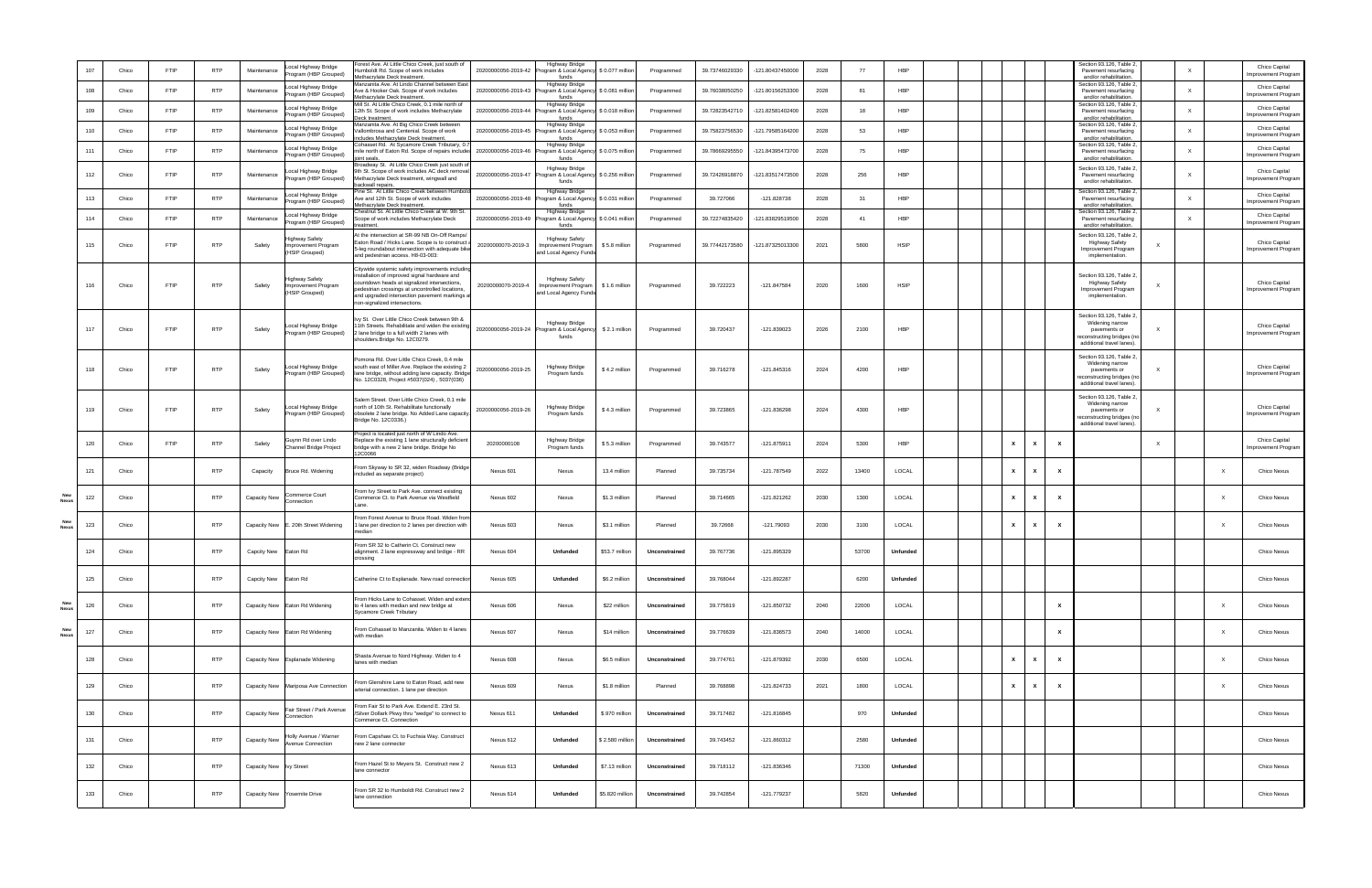| | | | | | | | | | | | | | | | | | | | | | | | | | | |
|---|---|---|---|---|---|---|---|---|---|---|---|---|---|---|---|---|---|---|---|---|---|---|---|---|---|---|
| | 107 | Chico | FTIP | RTP | Maintenance | Local Highway Bridge Program (HBP Grouped) | Forest Ave. At Little Chico Creek, just south of Humboldt Rd. Scope of work includes Methacrylate Deck treatment. | 20200000056-2019-42 | Highway Bridge Program & Local Agency funds | $ 0.077 million | Programmed | 39.73746029330 | -121.80437450000 | 2028 | 77 | HBP | | | | | | Section 93.126, Table 2, Pavement resurfacing and/or rehabilitation. | | X | | Chico Capital Improvement Program |
| | 108 | Chico | FTIP | RTP | Maintenance | Local Highway Bridge Program (HBP Grouped) | Manzanita Ave. At Lindo Channel between East Ave & Hooker Oak. Scope of work includes Methacrylate Deck treatment. | 20200000056-2019-43 | Highway Bridge Program & Local Agency funds | $ 0.081 million | Programmed | 39.76038050250 | -121.80156253300 | 2028 | 81 | HBP | | | | | | Section 93.126, Table 2, Pavement resurfacing and/or rehabilitation. | | X | | Chico Capital Improvement Program |
| | 109 | Chico | FTIP | RTP | Maintenance | Local Highway Bridge Program (HBP Grouped) | Mill St. At Little Chico Creek, 0.1 mile north of 12th St. Scope of work includes Methacrylate Deck treatment. | 20200000056-2019-44 | Highway Bridge Program & Local Agency funds | $ 0.018 million | Programmed | 39.72823542710 | -121.82581402400 | 2028 | 18 | HBP | | | | | | Section 93.126, Table 2, Pavement resurfacing and/or rehabilitation. | | X | | Chico Capital Improvement Program |
| | 110 | Chico | FTIP | RTP | Maintenance | Local Highway Bridge Program (HBP Grouped) | Manzanita Ave. At Big Chico Creek between Vallombrosa and Centenial. Scope of work includes Methacrylate Deck treatment. | 20200000056-2019-45 | Highway Bridge Program & Local Agency funds | $ 0.053 million | Programmed | 39.75823758530 | -121.79585164200 | 2028 | 53 | HBP | | | | | | Section 93.126, Table 2, Pavement resurfacing and/or rehabilitation. | | X | | Chico Capital Improvement Program |
| | 111 | Chico | FTIP | RTP | Maintenance | Local Highway Bridge Program (HBP Grouped) | Cohasset Rd. At Sycamore Creek Tributary, 0.7 mile north of Eaton Rd. Scope of repairs includes joint seals. | 20200000056-2019-46 | Highway Bridge Program & Local Agency funds | $ 0.075 million | Programmed | 39.78669295550 | -121.84395473700 | 2028 | 75 | HBP | | | | | | Section 93.126, Table 2, Pavement resurfacing and/or rehabilitation. | | X | | Chico Capital Improvement Program |
| | 112 | Chico | FTIP | RTP | Maintenance | Local Highway Bridge Program (HBP Grouped) | Broadway St. At Little Chico Creek just south of 9th St. Scope of work includes AC deck removal, Methacrylate Deck treatment, wingwall and backwall repairs. | 20200000056-2019-47 | Highway Bridge Program & Local Agency funds | $ 0.256 million | Programmed | 39.72426918870 | -121.83517473500 | 2028 | 256 | HBP | | | | | | Section 93.126, Table 2, Pavement resurfacing and/or rehabilitation. | | X | | Chico Capital Improvement Program |
| | 113 | Chico | FTIP | RTP | Maintenance | Local Highway Bridge Program (HBP Grouped) | Pine St. At Little Chico Creek between Humboldt Ave and 12th St. Scope of work includes Methacrylate Deck treatment. | 20200000056-2019-48 | Highway Bridge Program & Local Agency funds | $ 0.031 million | Programmed | 39.727066 | -121.828738 | 2028 | 31 | HBP | | | | | | Section 93.126, Table 2, Pavement resurfacing and/or rehabilitation. | | X | | Chico Capital Improvement Program |
| | 114 | Chico | FTIP | RTP | Maintenance | Local Highway Bridge Program (HBP Grouped) | Chestnut St. At Little Chico Creek at W. 9th St. Scope of work includes Methacrylate Deck treatment. | 20200000056-2019-49 | Highway Bridge Program & Local Agency funds | $ 0.041 million | Programmed | 39.72274835420 | -121.83629519500 | 2028 | 41 | HBP | | | | | | Section 93.126, Table 2, Pavement resurfacing and/or rehabilitation. | | X | | Chico Capital Improvement Program |
| | 115 | Chico | FTIP | RTP | Safety | Highway Safety Improvement Program (HSIP Grouped) | At the intersection at SR-99 NB On-Off Ramps/ Eaton Road / Hicks Lane. Scope is to construct a 5-leg roundabout intersection with adequate bike and pedestrian access. H8-03-003 | 20200000070-2019-3 | Highway Safety Improvement Program and Local Agency Funds | $ 5.8 million | Programmed | 39.77442173580 | -121.87325013300 | 2021 | 5800 | HSIP | | | | | | Section 93.126, Table 2, Highway Safety Improvement Program implementation. | X | | | Chico Capital Improvement Program |
| | 116 | Chico | FTIP | RTP | Safety | Highway Safety Improvement Program (HSIP Grouped) | Citywide systemic safety improvements including installation of improved signal hardware and countdown heads at signalized intersections, pedestrian crossings at uncontrolled locations, and upgraded intersection pavement markings at non-signalized intersections. | 20200000070-2019-4 | Highway Safety Improvement Program and Local Agency Funds | $ 1.6 million | Programmed | 39.722223 | -121.847584 | 2020 | 1600 | HSIP | | | | | | Section 93.126, Table 2, Highway Safety Improvement Program implementation. | X | | | Chico Capital Improvement Program |
| | 117 | Chico | FTIP | RTP | Safety | Local Highway Bridge Program (HBP Grouped) | Ivy St. Over Little Chico Creek between 9th & 11th Streets. Rehabilitate and widen the existing 2 lane bridge to a full width 2 lanes with shoulders.Bridge No. 12C0279. | 20200000056-2019-24 | Highway Bridge Program & Local Agency funds | $ 2.1 million | Programmed | 39.720437 | -121.839023 | 2026 | 2100 | HBP | | | | | | Section 93.126, Table 2, Widening narrow pavements or reconstructing bridges (no additional travel lanes). | X | | | Chico Capital Improvement Program |
| | 118 | Chico | FTIP | RTP | Safety | Local Highway Bridge Program (HBP Grouped) | Pomona Rd. Over Little Chico Creek, 0.4 mile south east of Miller Ave. Replace the existing 2 lane bridge, without adding lane capacity. Bridge No. 12C0326, Project #5037(024) , 5037(036) | 20200000056-2019-25 | Highway Bridge Program funds | $ 4.2 million | Programmed | 39.716278 | -121.845316 | 2024 | 4200 | HBP | | | | | | Section 93.126, Table 2, Widening narrow pavements or reconstructing bridges (no additional travel lanes). | X | | | Chico Capital Improvement Program |
| | 119 | Chico | FTIP | RTP | Safety | Local Highway Bridge Program (HBP Grouped) | Salem Street. Over Little Chico Creek, 0.1 mile north of 10th St. Rehabilitate functionally obsolete 2 lane bridge. No Added Lane capacity. Bridge No. 12C0336.) | 20200000056-2019-26 | Highway Bridge Program funds | $ 4.3 million | Programmed | 39.723865 | -121.836298 | 2024 | 4300 | HBP | | | | | | Section 93.126, Table 2, Widening narrow pavements or reconstructing bridges (no additional travel lanes). | X | | | Chico Capital Improvement Program |
| | 120 | Chico | FTIP | RTP | Safety | Guynn Rd over Lindo Channel Bridge Project | Project is located just north of W Lindo Ave. Replace the existing 1 lane structurally deficient bridge with a new 2 lane bridge. Bridge No 12C0066 | 20200000108 | Highway Bridge Program funds | $ 5.3 million | Programmed | 39.743577 | -121.875911 | 2024 | 5300 | HBP | | | X | X | X | | | X | | Chico Capital Improvement Program |
| | 121 | Chico | | RTP | Capacity | Bruce Rd. Widening | From Skyway to SR 32, widen Roadway (Bridge included as separate project) | Nexus 601 | Nexus | 13.4 million | Planned | 39.735734 | -121.787549 | 2022 | 13400 | LOCAL | | | X | X | X | | | | X | Chico Nexus |
| New Nexus | 122 | Chico | | RTP | Capacity New | Commerce Court Connection | From Ivy Street to Park Ave. connect existing Commerce Ct. to Park Avenue via Westfield Lane. | Nexus 602 | Nexus | $1.3 million | Planned | 39.714665 | -121.821262 | 2030 | 1300 | LOCAL | | | X | X | X | | | | X | Chico Nexus |
| New Nexus | 123 | Chico | | RTP | Capacity New | E. 20th Street Widening | From Forest Avenue to Bruce Road. Widen from 1 lane per direction to 2 lanes per direction with median | Nexus 603 | Nexus | $3.1 million | Planned | 39.72668 | -121.79093 | 2030 | 3100 | LOCAL | | | X | X | X | | | | X | Chico Nexus |
| | 124 | Chico | | RTP | Capcity New | Eaton Rd | From SR 32 to Catherin Ct. Construct new alignment. 2 lane expressway and bridge - RR crossing | Nexus 604 | **Unfunded** | $53.7 million | **Unconstrained** | 39.767736 | -121.895329 | | 53700 | **Unfunded** | | | | | | | | | | Chico Nexus |
| | 125 | Chico | | RTP | Capcity New | Eaton Rd | Catherine Ct to Esplanade. New road connection | Nexus 605 | **Unfunded** | $6.2 million | **Unconstrained** | 39.768044 | -121.892287 | | 6200 | **Unfunded** | | | | | | | | | | Chico Nexus |
| New Nexus | 126 | Chico | | RTP | Capacity New | Eaton Rd Widening | From Hicks Lane to Cohasset. Widen and extend to 4 lanes with median and new bridge at Sycamore Creek Tributary | Nexus 606 | Nexus | $22 million | **Unconstrained** | 39.775819 | -121.850732 | 2040 | 22000 | LOCAL | | | | | X | | | | X | Chico Nexus |
| New Nexus | 127 | Chico | | RTP | Capacity New | Eaton Rd Widening | From Cohasset to Manzanita. Widen to 4 lanes with median | Nexus 607 | Nexus | $14 million | **Unconstrained** | 39.776639 | -121.836573 | 2040 | 14000 | LOCAL | | | | | X | | | | X | Chico Nexus |
| | 128 | Chico | | RTP | Capacity New | Esplanade Widening | Shasta Avenue to Nord Highway. Widen to 4 lanes with median | Nexus 608 | Nexus | $6.5 million | **Unconstrained** | 39.774761 | -121.879392 | 2030 | 6500 | LOCAL | | | X | X | X | | | | X | Chico Nexus |
| | 129 | Chico | | RTP | Capacity New | Mariposa Ave Connection | From Glenshire Lane to Eaton Road, add new arterial connection. 1 lane per direction | Nexus 609 | Nexus | $1.8 million | Planned | 39.768898 | -121.824733 | 2021 | 1800 | LOCAL | | | X | X | X | | | | X | Chico Nexus |
| | 130 | Chico | | RTP | Capacity New | Fair Street / Park Avenue Connection | From Fair St to Park Ave. Extend E. 23rd St. /Silver Dollark Pkwy thru "wedge" to connect to Commerce Ct. Connection | Nexus 611 | **Unfunded** | $.970 million | **Unconstrained** | 39.717482 | -121.816845 | | 970 | **Unfunded** | | | | | | | | | | Chico Nexus |
| | 131 | Chico | | RTP | Capacity New | Holly Avenue / Warner Avenue Connection | From Capshaw Ct. to Fuchsia Way. Construct new 2 lane connector | Nexus 612 | **Unfunded** | $ 2.580 million | **Unconstrained** | 39.743452 | -121.860312 | | 2580 | **Unfunded** | | | | | | | | | | Chico Nexus |
| | 132 | Chico | | RTP | Capacity New | Ivy Street | From Hazel St to Meyers St. Construct new 2 lane connector | Nexus 613 | **Unfunded** | $7.13 million | **Unconstrained** | 39.718112 | -121.836346 | | 71300 | **Unfunded** | | | | | | | | | | Chico Nexus |
| | 133 | Chico | | RTP | Capacity New | Yosemite Drive | From SR 32 to Humboldt Rd. Construct new 2 lane connection | Nexus 614 | **Unfunded** | $5.820 million | **Unconstrained** | 39.742854 | -121.779237 | | 5820 | **Unfunded** | | | | | | | | | | Chico Nexus |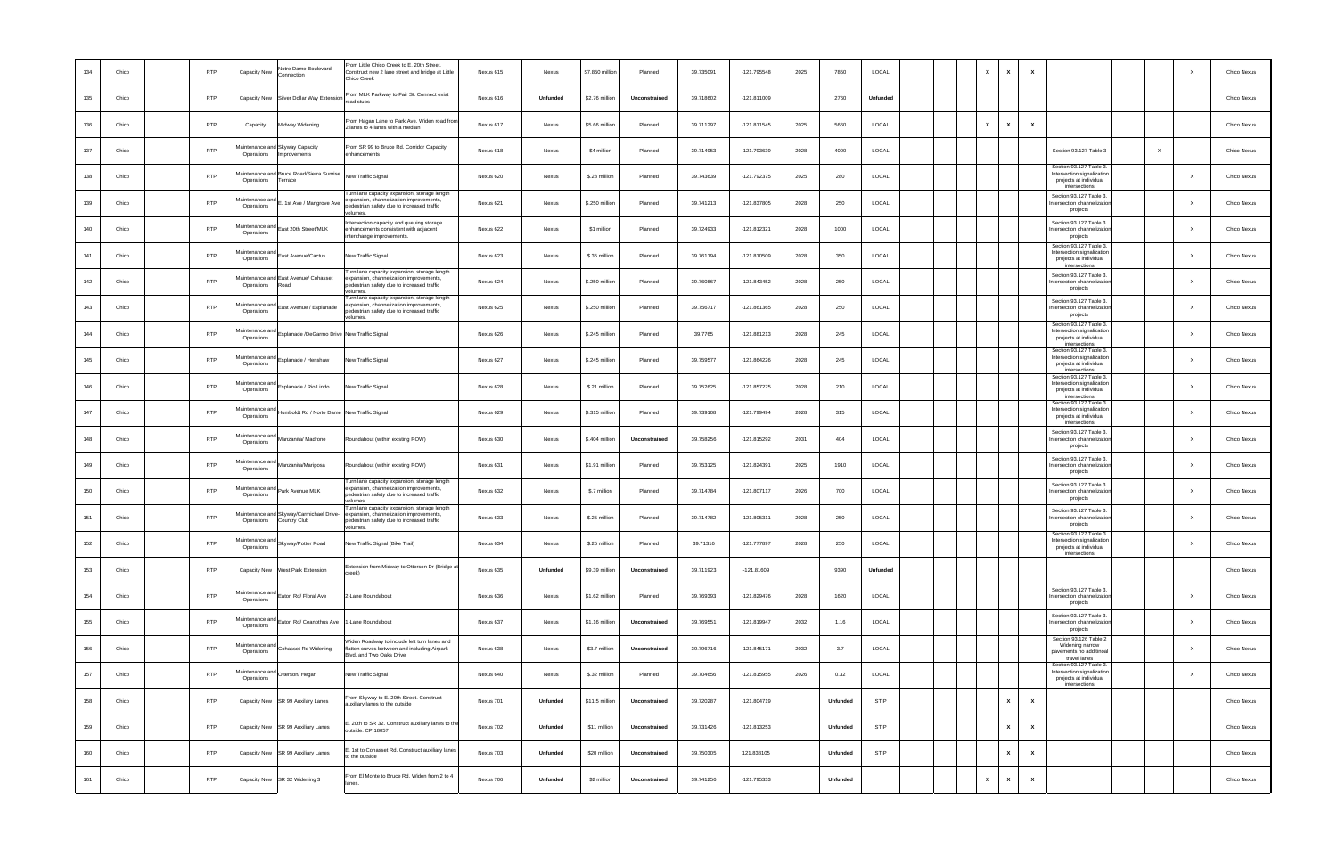| | | | | | | | | | | | | | | | | | | | | | | | | | |
|---|---|---|---|---|---|---|---|---|---|---|---|---|---|---|---|---|---|---|---|---|---|---|---|---|---|
| 134 | Chico | | RTP | Capacity New | Notre Dame Boulevard Connection | From Little Chico Creek to E. 20th Street. Construct new 2 lane street and bridge at Little Chico Creek | Nexus 615 | Nexus | $7.850 million | Planned | 39.735091 | -121.795548 | 2025 | 7850 | LOCAL | | | X | X | X | | | | X | Chico Nexus |
| 135 | Chico | | RTP | Capacity New | Silver Dollar Way Extension | From MLK Parkway to Fair St. Connect exist road stubs | Nexus 616 | **Unfunded** | $2.76 million | **Unconstrained** | 39.718602 | -121.811009 | | 2760 | **Unfunded** | | | | | | | | | | Chico Nexus |
| 136 | Chico | | RTP | Capacity | Midway Widening | From Hagan Lane to Park Ave. Widen road from 2 lanes to 4 lanes with a median | Nexus 617 | Nexus | $5.66 million | Planned | 39.711297 | -121.811545 | 2025 | 5660 | LOCAL | | | X | X | X | | | | | Chico Nexus |
| 137 | Chico | | RTP | Maintenance and Operations | Skyway Capacity Improvements | From SR 99 to Bruce Rd. Corridor Capacity enhancements | Nexus 618 | Nexus | $4 million | Planned | 39.714953 | -121.793639 | 2028 | 4000 | LOCAL | | | | | | Section 93.127 Table 3 | | X | | Chico Nexus |
| 138 | Chico | | RTP | Maintenance and Operations | Bruce Road/Sierra Sunrise Terrace | New Traffic Signal | Nexus 620 | Nexus | $.28 million | Planned | 39.743639 | -121.792375 | 2025 | 280 | LOCAL | | | | | | Section 93.127 Table 3. Intersection signalization projects at individual intersections | | | X | Chico Nexus |
| 139 | Chico | | RTP | Maintenance and Operations | E. 1st Ave / Mangrove Ave | Turn lane capacity expansion, storage length expansion, channelization improvements, pedestrian safety due to increased traffic volumes. | Nexus 621 | Nexus | $.250 million | Planned | 39.741213 | -121.837805 | 2028 | 250 | LOCAL | | | | | | Section 93.127 Table 3. Intersection channelization projects | | | X | Chico Nexus |
| 140 | Chico | | RTP | Maintenance and Operations | East 20th Street/MLK | Intersection capacity and queuing storage enhancements consistent with adjacent interchange improvements. | Nexus 622 | Nexus | $1 million | Planned | 39.724933 | -121.812321 | 2028 | 1000 | LOCAL | | | | | | Section 93.127 Table 3. Intersection channelization projects | | | X | Chico Nexus |
| 141 | Chico | | RTP | Maintenance and Operations | East Avenue/Cactus | New Traffic Signal | Nexus 623 | Nexus | $.35 million | Planned | 39.761194 | -121.810509 | 2028 | 350 | LOCAL | | | | | | Section 93.127 Table 3. Intersection signalization projects at individual intersections | | | X | Chico Nexus |
| 142 | Chico | | RTP | Maintenance and Operations | East Avenue/ Cohasset Road | Turn lane capacity expansion, storage length expansion, channelization improvements, pedestrian safety due to increased traffic volumes. | Nexus 624 | Nexus | $.250 million | Planned | 39.760867 | -121.843452 | 2028 | 250 | LOCAL | | | | | | Section 93.127 Table 3. Intersection channelization projects | | | X | Chico Nexus |
| 143 | Chico | | RTP | Maintenance and Operations | East Avenue / Esplanade | Turn lane capacity expansion, storage length expansion, channelization improvements, pedestrian safety due to increased traffic volumes. | Nexus 625 | Nexus | $.250 million | Planned | 39.756717 | -121.861365 | 2028 | 250 | LOCAL | | | | | | Section 93.127 Table 3. Intersection channelization projects | | | X | Chico Nexus |
| 144 | Chico | | RTP | Maintenance and Operations | Esplanade /DeGarmo Drive | New Traffic Signal | Nexus 626 | Nexus | $.245 million | Planned | 39.7765 | -121.861213 | 2028 | 245 | LOCAL | | | | | | Section 93.127 Table 3. Intersection signalization projects at individual intersections | | | X | Chico Nexus |
| 145 | Chico | | RTP | Maintenance and Operations | Esplanade / Henshaw | New Traffic Signal | Nexus 627 | Nexus | $.245 million | Planned | 39.759577 | -121.864226 | 2028 | 245 | LOCAL | | | | | | Section 93.127 Table 3. Intersection signalization projects at individual intersections | | | X | Chico Nexus |
| 146 | Chico | | RTP | Maintenance and Operations | Esplanade / Rio Lindo | New Traffic Signal | Nexus 628 | Nexus | $.21 million | Planned | 39.752625 | -121.857275 | 2028 | 210 | LOCAL | | | | | | Section 93.127 Table 3. Intersection signalization projects at individual intersections | | | X | Chico Nexus |
| 147 | Chico | | RTP | Maintenance and Operations | Humboldt Rd / Notre Dame | New Traffic Signal | Nexus 629 | Nexus | $.315 million | Planned | 39.739108 | -121.799494 | 2028 | 315 | LOCAL | | | | | | Section 93.127 Table 3. Intersection signalization projects at individual intersections | | | X | Chico Nexus |
| 148 | Chico | | RTP | Maintenance and Operations | Manzanita/ Madrone | Roundabout (within existing ROW) | Nexus 630 | Nexus | $.404 million | **Unconstrained** | 39.758256 | -121.815292 | 2031 | 404 | LOCAL | | | | | | Section 93.127 Table 3. Intersection channelization projects | | | X | Chico Nexus |
| 149 | Chico | | RTP | Maintenance and Operations | Manzanita/Mariposa | Roundabout (within existing ROW) | Nexus 631 | Nexus | $1.91 million | Planned | 39.753125 | -121.824391 | 2025 | 1910 | LOCAL | | | | | | Section 93.127 Table 3. Intersection channelization projects | | | X | Chico Nexus |
| 150 | Chico | | RTP | Maintenance and Operations | Park Avenue MLK | Turn lane capacity expansion, storage length expansion, channelization improvements, pedestrian safety due to increased traffic volumes. | Nexus 632 | Nexus | $.7 million | Planned | 39.714784 | -121.807117 | 2026 | 700 | LOCAL | | | | | | Section 93.127 Table 3. Intersection channelization projects | | | X | Chico Nexus |
| 151 | Chico | | RTP | Maintenance and Operations | Skyway/Carmichael Drive-Country Club | Turn lane capacity expansion, storage length expansion, channelization improvements, pedestrian safety due to increased traffic volumes. | Nexus 633 | Nexus | $.25 million | Planned | 39.714782 | -121.805311 | 2028 | 250 | LOCAL | | | | | | Section 93.127 Table 3. Intersection channelization projects | | | X | Chico Nexus |
| 152 | Chico | | RTP | Maintenance and Operations | Skyway/Potter Road | New Traffic Signal (Bike Trail) | Nexus 634 | Nexus | $.25 million | Planned | 39.71316 | -121.777897 | 2028 | 250 | LOCAL | | | | | | Section 93.127 Table 3. Intersection signalization projects at individual intersections | | | X | Chico Nexus |
| 153 | Chico | | RTP | Capacity New | West Park Extension | Extension from Midway to Otterson Dr (Bridge at creek) | Nexus 635 | **Unfunded** | $9.39 million | **Unconstrained** | 39.711923 | -121.81609 | | 9390 | **Unfunded** | | | | | | | | | | Chico Nexus |
| 154 | Chico | | RTP | Maintenance and Operations | Eaton Rd/ Floral Ave | 2-Lane Roundabout | Nexus 636 | Nexus | $1.62 million | Planned | 39.769393 | -121.829476 | 2028 | 1620 | LOCAL | | | | | | Section 93.127 Table 3. Intersection channelization projects | | | X | Chico Nexus |
| 155 | Chico | | RTP | Maintenance and Operations | Eaton Rd/ Ceanothus Ave | 1-Lane Roundabout | Nexus 637 | Nexus | $1.16 million | **Unconstrained** | 39.769551 | -121.819947 | 2032 | 1.16 | LOCAL | | | | | | Section 93.127 Table 3. Intersection channelization projects | | | X | Chico Nexus |
| 156 | Chico | | RTP | Maintenance and Operations | Cohasset Rd Widening | Widen Roadway to include left turn lanes and flatten curves between and including Airpark Blvd, and Two Oaks Drive | Nexus 638 | Nexus | $3.7 million | **Unconstrained** | 39.796716 | -121.845171 | 2032 | 3.7 | LOCAL | | | | | | Section 93.126 Table 2 Widening narrow pavements no additional travel lanes | | | X | Chico Nexus |
| 157 | Chico | | RTP | Maintenance and Operations | Otterson/ Hegan | New Traffic Signal | Nexus 640 | Nexus | $.32 million | Planned | 39.704656 | -121.815955 | 2026 | 0.32 | LOCAL | | | | | | Section 93.127 Table 3. Intersection signalization projects at individual intersections | | | X | Chico Nexus |
| 158 | Chico | | RTP | Capacity New | SR 99 Auxiliary Lanes | From Skyway to E. 20th Street. Construct auxiliary lanes to the outside | Nexus 701 | **Unfunded** | $11.5 million | **Unconstrained** | 39.720287 | -121.804719 | | **Unfunded** | STIP | | | | X | X | | | | | Chico Nexus |
| 159 | Chico | | RTP | Capacity New | SR 99 Auxiliary Lanes | E. 20th to SR 32. Construct auxiliary lanes to the outside. CP 18057 | Nexus 702 | **Unfunded** | $11 million | **Unconstrained** | 39.731426 | -121.813253 | | **Unfunded** | STIP | | | | X | X | | | | | Chico Nexus |
| 160 | Chico | | RTP | Capacity New | SR 99 Auxiliary Lanes | E. 1st to Cohasset Rd. Construct auxiliary lanes to the outside | Nexus 703 | **Unfunded** | $20 million | **Unconstrained** | 39.750305 | 121.838105 | | **Unfunded** | STIP | | | | X | X | | | | | Chico Nexus |
| 161 | Chico | | RTP | Capacity New | SR 32 Widening 3 | From El Monte to Bruce Rd. Widen from 2 to 4 lanes. | Nexus 706 | **Unfunded** | $2 million | **Unconstrained** | 39.741256 | -121.795333 | | **Unfunded** | | | | X | X | X | | | | | Chico Nexus |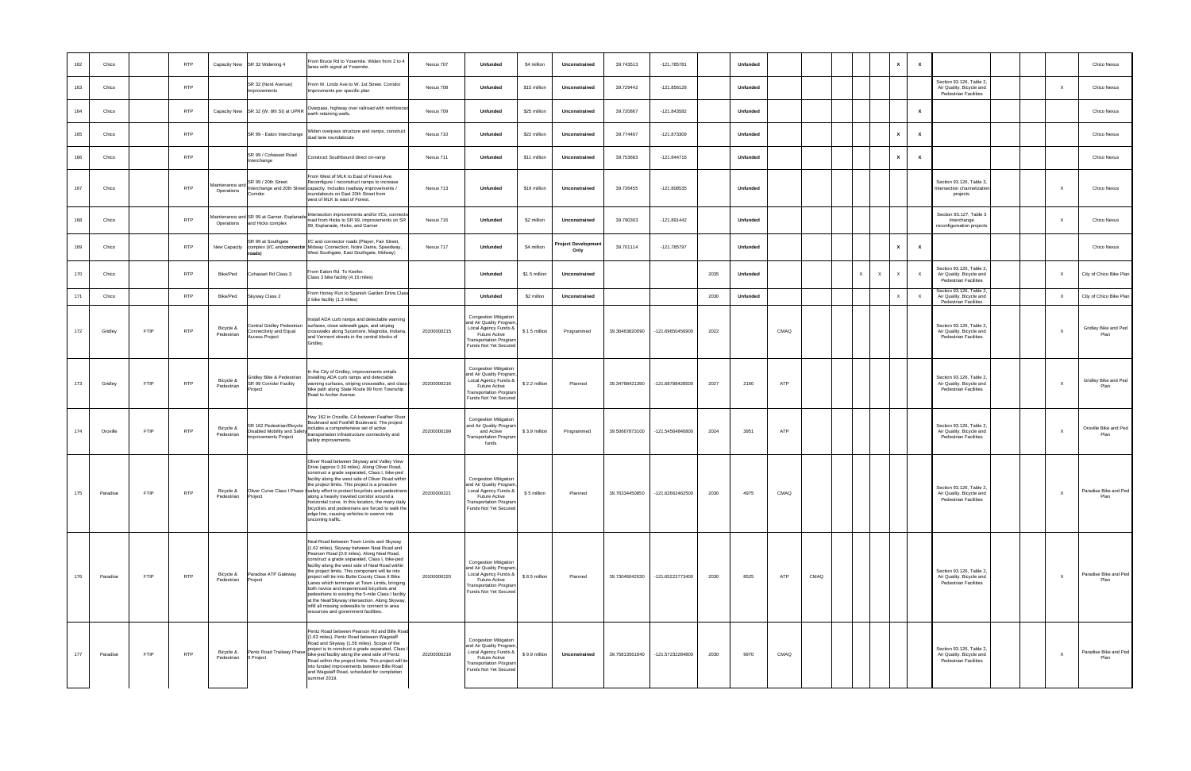| | | | | | | | | | | | | | | | | | | | | | | | | | | | |
|---|---|---|---|---|---|---|---|---|---|---|---|---|---|---|---|---|---|---|---|---|---|---|---|---|---|---|---|
| 162 | Chico | | RTP | Capacity New | SR 32 Widening 4 | From Bruce Rd to Yosemite. Widen from 2 to 4 lanes with signal at Yosemite. | Nexus 707 | Unfunded | $4 million | Unconstrained | 39.743513 | -121.785781 | | Unfunded | | | | | | | X | X | | | | | Chico Nexus |
| 163 | Chico | | RTP | | SR 32 (Nord Avenue) Improvements | From W. Lindo Ave to W. 1st Street. Corridor Improvments per specific plan | Nexus 708 | Unfunded | $15 million | Unconstrained | 39.729442 | -121.856128 | | Unfunded | | | | | | | | | Section 93.126, Table 2, Air Quality. Bicycle and Pedestrian Facilities | | | X | Chico Nexus |
| 164 | Chico | | RTP | Capacity New | SR 32 (W. 8th St) at UPRR | Overpass, highway over railroad with reinforced earth retaining walls. | Nexus 709 | Unfunded | $25 million | Unconstrained | 39.720867 | -121.843582 | | Unfunded | | | | | | | | X | | | | | Chico Nexus |
| 165 | Chico | | RTP | | SR 99 - Eaton Interchange | Widen overpass structure and ramps, construct dual lane roundabouts | Nexus 710 | Unfunded | $22 million | Unconstrained | 39.774467 | -121.873309 | | Unfunded | | | | | | | X | X | | | | | Chico Nexus |
| 166 | Chico | | RTP | | SR 99 / Cohasset Road Interchange | Construct Southbound direct on-ramp | Nexus 711 | Unfunded | $11 million | Unconstrained | 39.753683 | -121.844716 | | Unfunded | | | | | | | X | X | | | | | Chico Nexus |
| 167 | Chico | | RTP | Maintenance and Operations | SR 99 / 20th Street Interchange and 20th Street Corridor | From West of MLK to East of Forest Ave. Reconfigure / reconstruct ramps to increase capacity. Includes roadway improvements / roundabouts on East 20th Street from west of MLK to east of Forest. | Nexus 713 | Unfunded | $19 million | Unconstrained | 39.726455 | -121.808535 | | Unfunded | | | | | | | | | Section 93.126, Table 3, Intersection channelization projects | | | X | Chico Nexus |
| 168 | Chico | | RTP | Maintenance and Operations | SR 99 at Garner, Esplanade and Hicks complex | Intersection improvements and/or I/Cs, connector road from Hicks to SR 99, improvements on SR 99, Esplanade, Hicks, and Garner | Nexus 716 | Unfunded | $2 million | Unconstrained | 39.790303 | -121.891442 | | Unfunded | | | | | | | | | Section 93.127, Table 3 Interchange reconfigureation projects | | | X | Chico Nexus |
| 169 | Chico | | RTP | New Capacity | SR 99 at Southgate complex (I/C and connector roads) | I/C and connector roads (Player, Fair Street, Midway Connection, Notre Dame, Speedway, West Southgate, East Southgate, Midway) | Nexus 717 | Unfunded | $4 million | Project Development Only | 39.701114 | -121.785797 | | Unfunded | | | | | | | X | X | | | | | Chico Nexus |
| 170 | Chico | | RTP | Bike/Ped | Cohasset Rd Class 3 | From Eaton Rd. To Keefer. Class 3 bike facility (4.16 miles) | | Unfunded | $1.5 million | Unconstrained | | | 2035 | Unfunded | | | | | X | X | X | X | Section 93.126, Table 2, Air Quality. Bicycle and Pedestrian Facilities | | | X | City of Chico Bike Plan |
| 171 | Chico | | RTP | Bike/Ped | Skyway Class 2 | From Honey Run to Spanish Garden Drive.Class 2 bike facility (1.3 miles) | | Unfunded | $2 millon | Unconstrained | | | 2030 | Unfunded | | | | | | | X | X | Section 93.126, Table 2, Air Quality. Bicycle and Pedestrian Facilities | | | X | City of Chico Bike Plan |
| 172 | Gridley | FTIP | RTP | Bicycle & Pedestrian | Central Gridley Pedestrian Connectivity and Equal Access Project | Install ADA curb ramps and detectable warning surfaces, close sidewalk gaps, and striping crosswalks along Sycamore, Magnolia, Indiana, and Vermont streets in the central blocks of Gridley. | 20200000215 | Congestion Mitigation and Air Quality Program, Local Agency Funds & Future Active Transportation Program Funds Not Yet Secured | $ 1.5 million | Programmed | 39.36463820090 | -121.69650456900 | 2022 | | CMAQ | | | | | | | | Section 93.126, Table 2, Air Quality. Bicycle and Pedestrian Facilities | | | X | Gridley Bike and Ped Plan |
| 173 | Gridley | FTIP | RTP | Bicycle & Pedestrian | Gridley Bike & Pedestrian SR 99 Corridor Facility Project | In the City of Gridley, improvements entails installing ADA curb ramps and detectable warning surfaces, striping crosswalks, and class I bike path along State Route 99 from Township Road to Archer Avenue. | 20200000216 | Congestion Mitigation and Air Quality Program, Local Agency Funds & Future Active Transportation Program Funds Not Yet Secured | $ 2.2 million | Planned | 39.34768421390 | -121.68788428500 | 2027 | 2160 | ATP | | | | | | | | Section 93.126, Table 2, Air Quality. Bicycle and Pedestrian Facilities | | | X | Gridley Bike and Ped Plan |
| 174 | Oroville | FTIP | RTP | Bicycle & Pedestrian | SR 162 Pedestrian/Bicycle Disabled Mobility and Safety Improvements Project | Hwy 162 in Oroville, CA between Feather River Boulevard and Foothill Boulevard. The project includes a comprehensive set of active transportation infrastructure connectivity and safety improvements. | 20200000199 | Congestion Mitigation and Air Quality Program and Active Transportation Program funds | $ 3.9 million | Programmed | 39.50667873100 | -121.54564840800 | 2024 | 3951 | ATP | | | | | | | | Section 93.126, Table 2, Air Quality. Bicycle and Pedestrian Facilities | | | X | Oroville Bike and Ped Plan |
| 175 | Paradise | FTIP | RTP | Bicycle & Pedestrian | Oliver Curve Class I Phase Project | Oliver Road between Skyway and Valley View Drive (approx 0.39 miles). Along Oliver Road, construct a grade separated, Class I, bike-ped facility along the west side of Oliver Road within the project limits. This project is a proactive safety effort to protect bicyclists and pedestrians along a heavily traveled corridor around a horizontal curve. In this location, the many daily bicyclists and pedestrians are forced to walk the edge line, causing vehicles to swerve into oncoming traffic. | 20200000221 | Congestion Mitigation and Air Quality Program, Local Agency Funds & Future Active Transportation Program Funds Not Yet Secured | $ 5 million | Planned | 39.76334450850 | -121.62662462500 | 2030 | 4975 | CMAQ | | | | | | | | Section 93.126, Table 2, Air Quality. Bicycle and Pedestrian Facilities | | | X | Paradise Bike and Ped Plan |
| 176 | Paradise | FTIP | RTP | Bicycle & Pedestrian | Paradise ATP Gateway Project | Neal Road between Town Limits and Skyway (1.62 miles), Skyway between Neal Road and Pearson Road (0.9 miles). Along Neal Road, construct a grade separated, Class I, bike-ped facility along the west side of Neal Road within the project limits. This component will tie into project will tie into Butte County Class II Bike Lanes which terminate at Town Limits, bringing both novice and experienced bicyclists and pedestrians to existing the 5-mile Class I facility at the Neal/Skyway intersection. Along Skyway, infill all missing sidewalks to connect to area resources and government facilities. | 20200000220 | Congestion Mitigation and Air Quality Program, Local Agency Funds & Future Active Transportation Program Funds Not Yet Secured | $ 8.5 million | Planned | 39.73046042030 | -121.65222773400 | 2030 | 8525 | ATP | CMAQ | | | | | | | Section 93.126, Table 2, Air Quality. Bicycle and Pedestrian Facilities | | | X | Paradise Bike and Ped Plan |
| 177 | Paradise | FTIP | RTP | Bicycle & Pedestrian | Pentz Road Trailway Phase II Project | Pentz Road between Pearson Rd and Bille Road (1.63 miles), Pentz Road between Wagstaff Road and Skyway (1.56 miles). Scope of the project is to construct a grade separated, Class I bike-ped facility along the west side of Pentz Road within the project limits. This project will tie into funded improvements between Bille Road and Wagstaff Road, scheduled for completion summer 2019. | 20200000219 | Congestion Mitigation and Air Quality Program, Local Agency Funds & Future Active Transportation Program Funds Not Yet Secured | $ 9.9 million | Unconstrained | 39.75613561840 | -121.57232284800 | 2030 | 9970 | CMAQ | | | | | | | | Section 93.126, Table 2, Air Quality. Bicycle and Pedestrian Facilities | | | X | Paradise Bike and Ped Plan |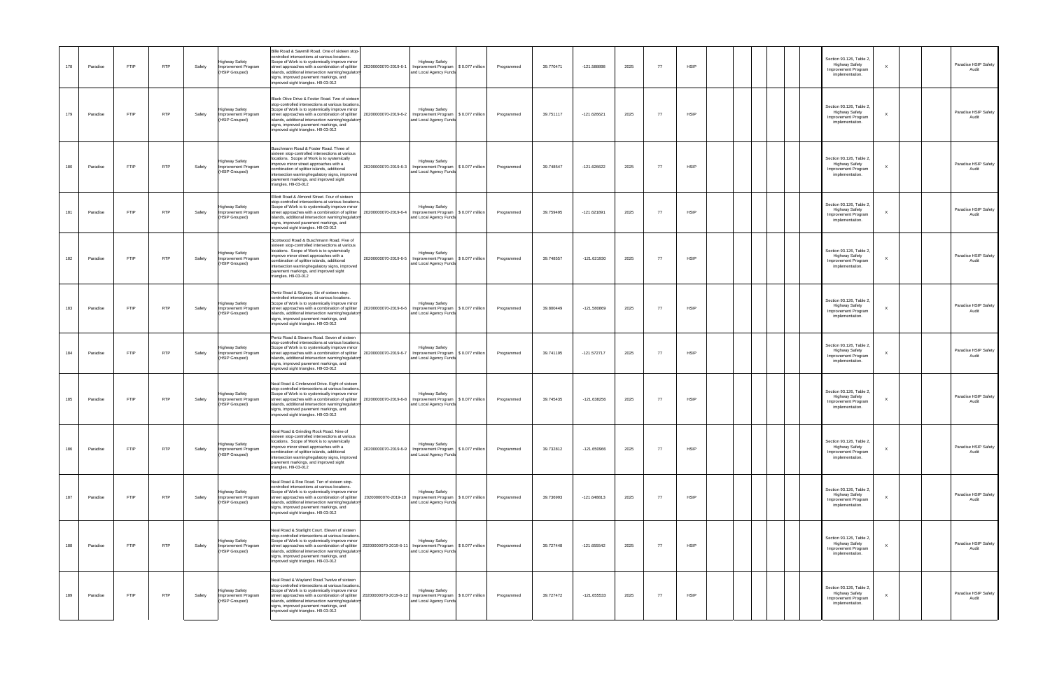| | | | | | | | | | | | | | | | | | | | | | | | |
|---|---|---|---|---|---|---|---|---|---|---|---|---|---|---|---|---|---|---|---|---|---|---|---|
| 178 | Paradise | FTIP | RTP | Safety | Highway Safety Improvement Program (HSIP Grouped) | Bille Road & Sawmill Road. One of sixteen stop-controlled intersections at various locations. Scope of Work is to systemically improve minor street approaches with a combination of splitter islands, additional intersection warning/regulatory signs, improved pavement markings, and improved sight triangles. H9-03-012 | 20200000070-2019-6-1 | Highway Safety Improvement Program and Local Agency Funds | $ 0.077 million | Programmed | 39.770471 | -121.588898 | 2025 | 77 | HSIP | | | | | Section 93.126, Table 2, Highway Safety Improvement Program implementation. | X | | Paradise HSIP Safety Audit |
| 179 | Paradise | FTIP | RTP | Safety | Highway Safety Improvement Program (HSIP Grouped) | Black Olive Drive & Foster Road. Two of sixteen stop-controlled intersections at various locations. Scope of Work is to systemically improve minor street approaches with a combination of splitter islands, additional intersection warning/regulatory signs, improved pavement markings, and improved sight triangles. H9-03-012 | 20200000070-2019-6-2 | Highway Safety Improvement Program and Local Agency Funds | $ 0.077 million | Programmed | 39.751117 | -121.626621 | 2025 | 77 | HSIP | | | | | Section 93.126, Table 2, Highway Safety Improvement Program implementation. | X | | Paradise HSIP Safety Audit |
| 180 | Paradise | FTIP | RTP | Safety | Highway Safety Improvement Program (HSIP Grouped) | Buschmann Road & Foster Road. Three of sixteen stop-controlled intersections at various locations. Scope of Work is to systemically improve minor street approaches with a combination of splitter islands, additional intersection warning/regulatory signs, improved pavement markings, and improved sight triangles. H9-03-012 | 20200000070-2019-6-3 | Highway Safety Improvement Program and Local Agency Funds | $ 0.077 million | Programmed | 39.748547 | -121.626622 | 2025 | 77 | HSIP | | | | | Section 93.126, Table 2, Highway Safety Improvement Program implementation. | X | | Paradise HSIP Safety Audit |
| 181 | Paradise | FTIP | RTP | Safety | Highway Safety Improvement Program (HSIP Grouped) | Elliott Road & Almond Street. Four of sixteen stop-controlled intersections at various locations. Scope of Work is to systemically improve minor street approaches with a combination of splitter islands, additional intersection warning/regulatory signs, improved pavement markings, and improved sight triangles. H9-03-012 | 20200000070-2019-6-4 | Highway Safety Improvement Program and Local Agency Funds | $ 0.077 million | Programmed | 39.759495 | -121.621891 | 2025 | 77 | HSIP | | | | | Section 93.126, Table 2, Highway Safety Improvement Program implementation. | X | | Paradise HSIP Safety Audit |
| 182 | Paradise | FTIP | RTP | Safety | Highway Safety Improvement Program (HSIP Grouped) | Scottwood Road & Buschmann Road. Five of sixteen stop-controlled intersections at various locations. Scope of Work is to systemically improve minor street approaches with a combination of splitter islands, additional intersection warning/regulatory signs, improved pavement markings, and improved sight triangles. H9-03-012 | 20200000070-2019-6-5 | Highway Safety Improvement Program and Local Agency Funds | $ 0.077 million | Programmed | 39.748557 | -121.621930 | 2025 | 77 | HSIP | | | | | Section 93.126, Table 2, Highway Safety Improvement Program implementation. | X | | Paradise HSIP Safety Audit |
| 183 | Paradise | FTIP | RTP | Safety | Highway Safety Improvement Program (HSIP Grouped) | Pentz Road & Skyway. Six of sixteen stop-controlled intersections at various locations. Scope of Work is to systemically improve minor street approaches with a combination of splitter islands, additional intersection warning/regulatory signs, improved pavement markings, and improved sight triangles. H9-03-012 | 20200000070-2019-6-6 | Highway Safety Improvement Program and Local Agency Funds | $ 0.077 million | Programmed | 39.800449 | -121.580869 | 2025 | 77 | HSIP | | | | | Section 93.126, Table 2, Highway Safety Improvement Program implementation. | X | | Paradise HSIP Safety Audit |
| 184 | Paradise | FTIP | RTP | Safety | Highway Safety Improvement Program (HSIP Grouped) | Pentz Road & Stearns Road. Seven of sixteen stop-controlled intersections at various locations. Scope of Work is to systemically improve minor street approaches with a combination of splitter islands, additional intersection warning/regulatory signs, improved pavement markings, and improved sight triangles. H9-03-012 | 20200000070-2019-6-7 | Highway Safety Improvement Program and Local Agency Funds | $ 0.077 million | Programmed | 39.741195 | -121.572717 | 2025 | 77 | HSIP | | | | | Section 93.126, Table 2, Highway Safety Improvement Program implementation. | X | | Paradise HSIP Safety Audit |
| 185 | Paradise | FTIP | RTP | Safety | Highway Safety Improvement Program (HSIP Grouped) | Neal Road & Circlewood Drive. Eight of sixteen stop-controlled intersections at various locations. Scope of Work is to systemically improve minor street approaches with a combination of splitter islands, additional intersection warning/regulatory signs, improved pavement markings, and improved sight triangles. H9-03-012 | 20200000070-2019-6-8 | Highway Safety Improvement Program and Local Agency Funds | $ 0.077 million | Programmed | 39.745435 | -121.638256 | 2025 | 77 | HSIP | | | | | Section 93.126, Table 2, Highway Safety Improvement Program implementation. | X | | Paradise HSIP Safety Audit |
| 186 | Paradise | FTIP | RTP | Safety | Highway Safety Improvement Program (HSIP Grouped) | Neal Road & Grinding Rock Road. Nine of sixteen stop-controlled intersections at various locations. Scope of Work is to systemically improve minor street approaches with a combination of splitter islands, additional intersection warning/regulatory signs, improved pavement markings, and improved sight triangles. H9-03-012 | 20200000070-2019-6-9 | Highway Safety Improvement Program and Local Agency Funds | $ 0.077 million | Programmed | 39.732812 | -121.650966 | 2025 | 77 | HSIP | | | | | Section 93.126, Table 2, Highway Safety Improvement Program implementation. | X | | Paradise HSIP Safety Audit |
| 187 | Paradise | FTIP | RTP | Safety | Highway Safety Improvement Program (HSIP Grouped) | Neal Road & Roe Road. Ten of sixteen stop-controlled intersections at various locations. Scope of Work is to systemically improve minor street approaches with a combination of splitter islands, additional intersection warning/regulatory signs, improved pavement markings, and improved sight triangles. H9-03-012 | 20200000070-2019-10 | Highway Safety Improvement Program and Local Agency Funds | $ 0.077 million | Programmed | 39.736993 | -121.646813 | 2025 | 77 | HSIP | | | | | Section 93.126, Table 2, Highway Safety Improvement Program implementation. | X | | Paradise HSIP Safety Audit |
| 188 | Paradise | FTIP | RTP | Safety | Highway Safety Improvement Program (HSIP Grouped) | Neal Road & Starlight Court. Eleven of sixteen stop-controlled intersections at various locations. Scope of Work is to systemically improve minor street approaches with a combination of splitter islands, additional intersection warning/regulatory signs, improved pavement markings, and improved sight triangles. H9-03-012 | 20200000070-2019-6-11 | Highway Safety Improvement Program and Local Agency Funds | $ 0.077 million | Programmed | 39.727448 | -121.655542 | 2025 | 77 | HSIP | | | | | Section 93.126, Table 2, Highway Safety Improvement Program implementation. | X | | Paradise HSIP Safety Audit |
| 189 | Paradise | FTIP | RTP | Safety | Highway Safety Improvement Program (HSIP Grouped) | Neal Road & Wayland Road.Twelve of sixteen stop-controlled intersections at various locations. Scope of Work is to systemically improve minor street approaches with a combination of splitter islands, additional intersection warning/regulatory signs, improved pavement markings, and improved sight triangles. H9-03-012 | 20200000070-2019-6-12 | Highway Safety Improvement Program and Local Agency Funds | $ 0.077 million | Programmed | 39.727472 | -121.655533 | 2025 | 77 | HSIP | | | | | Section 93.126, Table 2, Highway Safety Improvement Program implementation. | X | | Paradise HSIP Safety Audit |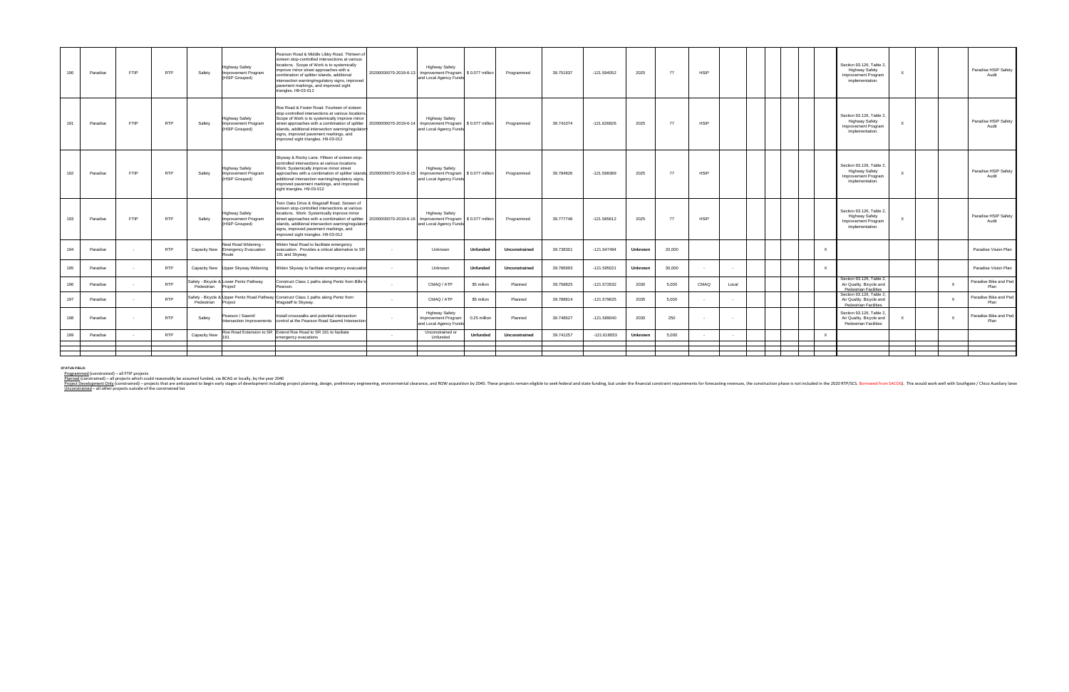| | | | | | | | | | | | | | | | | | | | | | | | | | | |
|---|---|---|---|---|---|---|---|---|---|---|---|---|---|---|---|---|---|---|---|---|---|---|---|---|---|---|
| 190 | Paradise | FTIP | RTP | Safety | Highway Safety Improvement Program (HSIP Grouped) | Pearson Road & Middle Libby Road. Thirteen of sixteen stop-controlled intersections at various locations. Scope of Work is to systemically improve minor street approaches with a combination of splitter islands, additional intersection warning/regulatory signs, improved pavement markings, and improved sight triangles. H9-03-012 | 20200000070-2019-6-13 | Highway Safety Improvement Program and Local Agency Funds | $ 0.077 million | Programmed | 39.751937 | -121.594052 | 2025 | 77 | HSIP | | | | | | | Section 93.126, Table 2, Highway Safety Improvement Program implementation. | X | | | Paradise HSIP Safety Audit |
| 191 | Paradise | FTIP | RTP | Safety | Highway Safety Improvement Program (HSIP Grouped) | Roe Road & Foster Road. Fourteen of sixteen stop-controlled intersections at various locations. Scope of Work is to systemically improve minor street approaches with a combination of splitter islands, additional intersection warning/regulatory signs, improved pavement markings, and improved sight triangles. H9-03-012 | 20200000070-2019-6-14 | Highway Safety Improvement Program and Local Agency Funds | $ 0.077 million | Programmed | 39.741074 | -121.626826 | 2025 | 77 | HSIP | | | | | | | Section 93.126, Table 2, Highway Safety Improvement Program implementation. | X | | | Paradise HSIP Safety Audit |
| 192 | Paradise | FTIP | RTP | Safety | Highway Safety Improvement Program (HSIP Grouped) | Skyway & Rocky Lane. Fifteen of sixteen stop-controlled intersections at various locations. Work: Systemically improve minor street approaches with a combination of splitter islands, additional intersection warning/regulatory signs, improved pavement markings, and improved sight triangles. H9-03-012 | 20200000070-2019-6-15 | Highway Safety Improvement Program and Local Agency Funds | $ 0.077 million | Programmed | 39.784826 | -121.598389 | 2025 | 77 | HSIP | | | | | | | Section 93.126, Table 2, Highway Safety Improvement Program implementation. | X | | | Paradise HSIP Safety Audit |
| 193 | Paradise | FTIP | RTP | Safety | Highway Safety Improvement Program (HSIP Grouped) | Twin Oaks Drive & Wagstaff Road. Sixteen of sixteen stop-controlled intersections at various locations. Work: Systemically improve minor street approaches with a combination of splitter islands, additional intersection warning/regulatory signs, improved pavement markings, and improved sight triangles. H9-03-012 | 20200000070-2019-6-16 | Highway Safety Improvement Program and Local Agency Funds | $ 0.077 million | Programmed | 39.777748 | -121.585612 | 2025 | 77 | HSIP | | | | | | | Section 93.126, Table 2, Highway Safety Improvement Program implementation. | X | | | Paradise HSIP Safety Audit |
| 194 | Paradise | - | RTP | Capacity New | Neal Road Widening - Emergency Evacuation Route | Widen Neal Road to facilitate emergency evacuation. Provides a critical alternative to SR 191 and Skyway | - | Unknown | **Unfunded** | **Unconstrained** | 39.738301 | -121.647494 | **Unknown** | 20,000 | | | | | | | X | | | | | Paradise Vision Plan |
| 195 | Paradise | - | RTP | Capacity New | Upper Skyway Widening | Widen Skyway to facilitate emergency evacuation | - | Unknown | **Unfunded** | **Unconstrained** | 39.786993 | -121.595021 | **Unknown** | 30,000 | - | - | | | | | X | | | | | Paradise Vision Plan |
| 196 | Paradise | - | RTP | Safety - Bicycle & Pedestrian | Lower Pentz Pathway Project | Construct Class 1 paths along Pentz from Bille to Pearson. | - | CMAQ / ATP | $5 million | Planned | 39.758825 | -121.572632 | 2030 | 5,000 | CMAQ | Local | | | | | | Section 93.126, Table 2, Air Quality: Bicycle and Pedestrian Facilities | | | X | Paradise Bike and Ped Plan |
| 197 | Paradise | - | RTP | Safety - Bicycle & Pedestrian | Upper Pentz Road Pathway Project | Construct Class 1 paths along Pentz from Wagstaff to Skyway. | - | CMAQ / ATP | $5 million | Planned | 39.788814 | -121.579625 | 2035 | 5,000 | - | - | | | | | | Section 93.126, Table 2, Air Quality: Bicycle and Pedestrian Facilities | | | X | Paradise Bike and Ped Plan |
| 198 | Paradise | - | RTP | Safety | Pearson / Sawmill Intersection Improvements | Install crosswalks and potential intersection control at the Pearson Road Sawmill Intersection | - | Highway Safety Improvement Program and Local Agency Funds | 0.25 million | Planned | 39.748627 | -121.589040 | 2030 | 250 | - | - | | | | | | Section 93.126, Table 2, Air Quality: Bicycle and Pedestrian Facilities | X | | X | Paradise Bike and Ped Plan |
| 199 | Paradise | - | RTP | Capacity New | Roe Road Extension to SR 191 | Extend Roe Road to SR 191 to faciliate emergency evacations | - | Unconstrained or Unfunded | **Unfunded** | **Unconstrained** | 39.741257 | -121.618053 | **Unknown** | 5,000 | - | - | | | | | X | | | | | |

**STATUS FIELD:**

Programmed (constrained) – all FTIP projects

Planned (constrained) – all projects which could reasonably be assumed funded, via BCAG or locally, by the year 2040

Project Development Only (constrained) – projects that are anticipated to begin early stages of development including project planning, design, preliminary engineering, environmental clearance, and ROW acquisition by 2040. These projects remain eligible to seek federal and state funding, but under the financial constraint requirements for forecasting revenues, the construction phase is not included in the 2020 RTP/SCS. Borrowed from SACOG. This would work well with Southgate / Chico Auxiliary lanes

Unconstrained – all other projects outside of the constrained list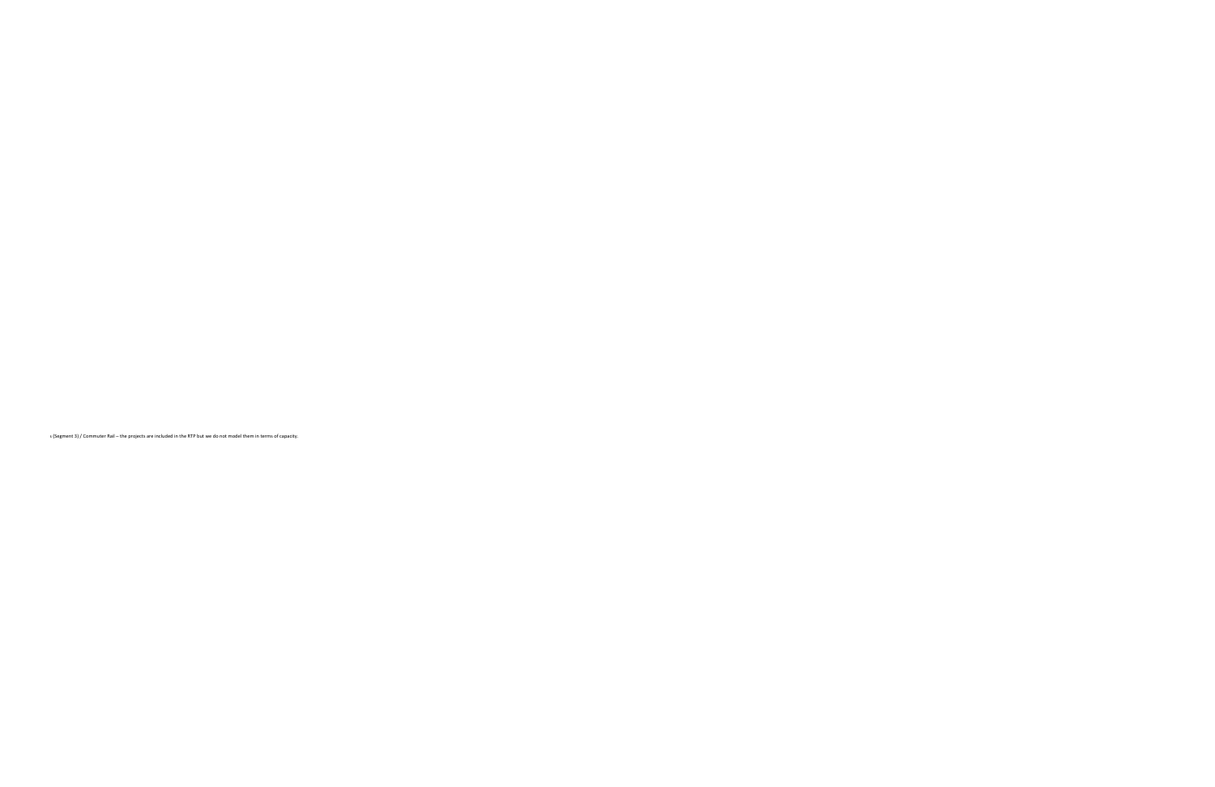s (Segment 5) / Commuter Rail – the projects are included in the RTP but we do not model them in terms of capacity.